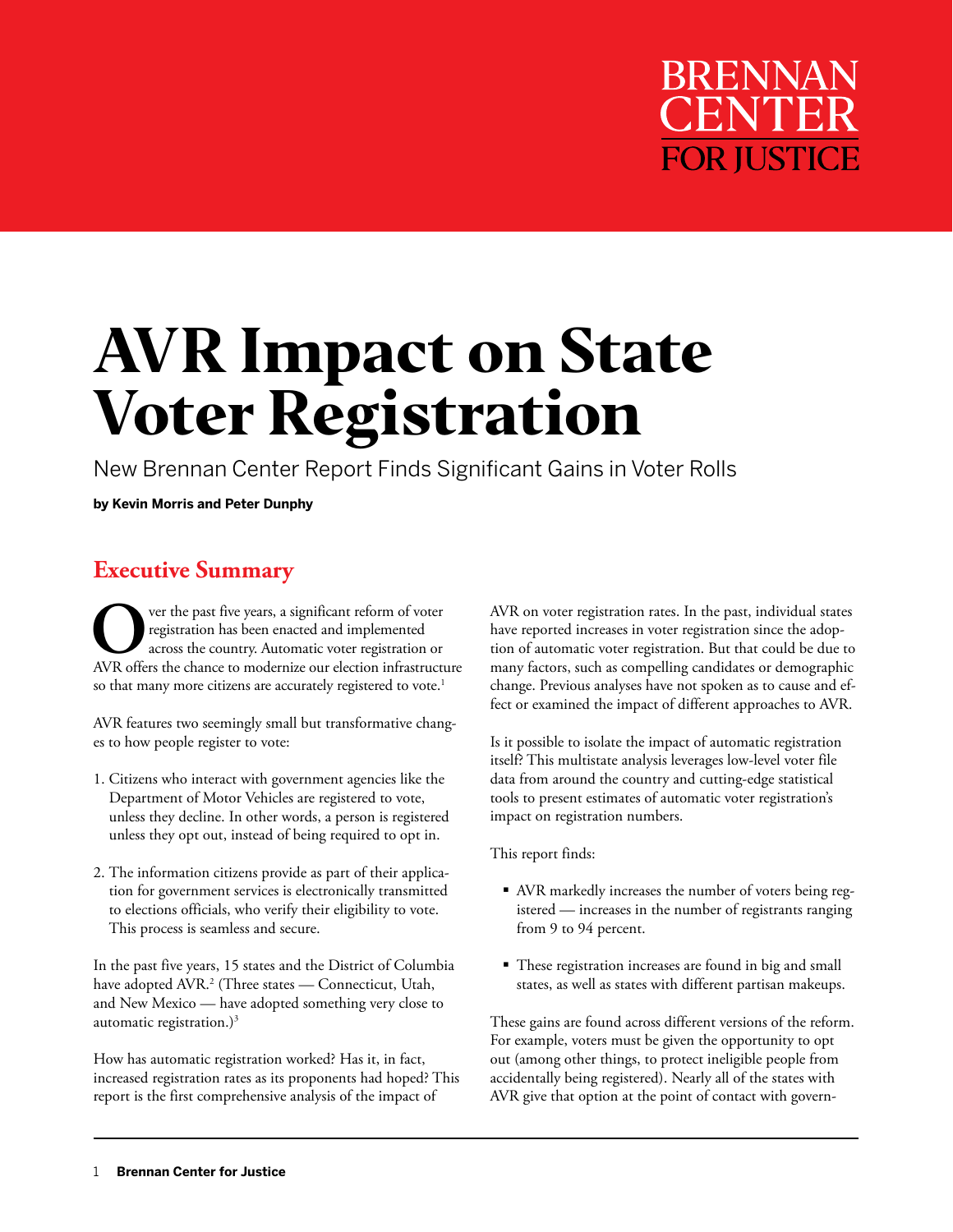BRENNAN CENTER FOR JUSTICE

# AVR Impact on State Voter Registration

New Brennan Center Report Finds Significant Gains in Voter Rolls

**by Kevin Morris and Peter Dunphy**

## Executive Summary

Over the past five years, a significant reform of voter registration has been enacted and implemented across the country. Automatic voter registration or AVR offers the chance to modernize our election infrastructure so that many more citizens are accurately registered to vote.[1]

AVR features two seemingly small but transformative changes to how people register to vote:

1. Citizens who interact with government agencies like the Department of Motor Vehicles are registered to vote, unless they decline. In other words, a person is registered unless they opt out, instead of being required to opt in.

2. The information citizens provide as part of their application for government services is electronically transmitted to elections officials, who verify their eligibility to vote. This process is seamless and secure.

In the past five years, 15 states and the District of Columbia have adopted AVR.[2] (Three states — Connecticut, Utah, and New Mexico — have adopted something very close to automatic registration.)[3]

How has automatic registration worked? Has it, in fact, increased registration rates as its proponents had hoped? This report is the first comprehensive analysis of the impact of AVR on voter registration rates. In the past, individual states have reported increases in voter registration since the adoption of automatic voter registration. But that could be due to many factors, such as compelling candidates or demographic change. Previous analyses have not spoken as to cause and effect or examined the impact of different approaches to AVR.

Is it possible to isolate the impact of automatic registration itself? This multistate analysis leverages low-level voter file data from around the country and cutting-edge statistical tools to present estimates of automatic voter registration's impact on registration numbers.

This report finds:

- AVR markedly increases the number of voters being registered — increases in the number of registrants ranging from 9 to 94 percent.
- These registration increases are found in big and small states, as well as states with different partisan makeups.

These gains are found across different versions of the reform. For example, voters must be given the opportunity to opt out (among other things, to protect ineligible people from accidentally being registered). Nearly all of the states with AVR give that option at the point of contact with govern-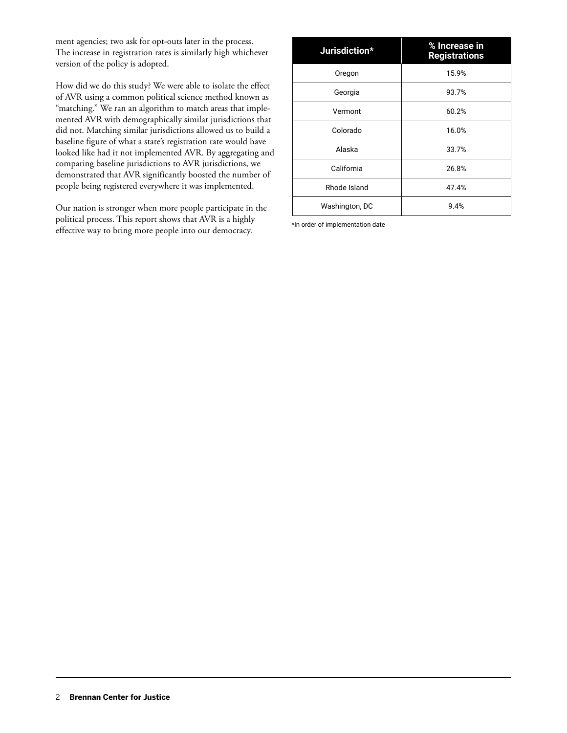ment agencies; two ask for opt-outs later in the process. The increase in registration rates is similarly high whichever version of the policy is adopted.

How did we do this study? We were able to isolate the effect of AVR using a common political science method known as "matching." We ran an algorithm to match areas that implemented AVR with demographically similar jurisdictions that did not. Matching similar jurisdictions allowed us to build a baseline figure of what a state's registration rate would have looked like had it not implemented AVR. By aggregating and comparing baseline jurisdictions to AVR jurisdictions, we demonstrated that AVR significantly boosted the number of people being registered everywhere it was implemented.

Our nation is stronger when more people participate in the political process. This report shows that AVR is a highly effective way to bring more people into our democracy.

| Jurisdiction* | % Increase in Registrations |
|---|---|
| Oregon | 15.9% |
| Georgia | 93.7% |
| Vermont | 60.2% |
| Colorado | 16.0% |
| Alaska | 33.7% |
| California | 26.8% |
| Rhode Island | 47.4% |
| Washington, DC | 9.4% |

*In order of implementation date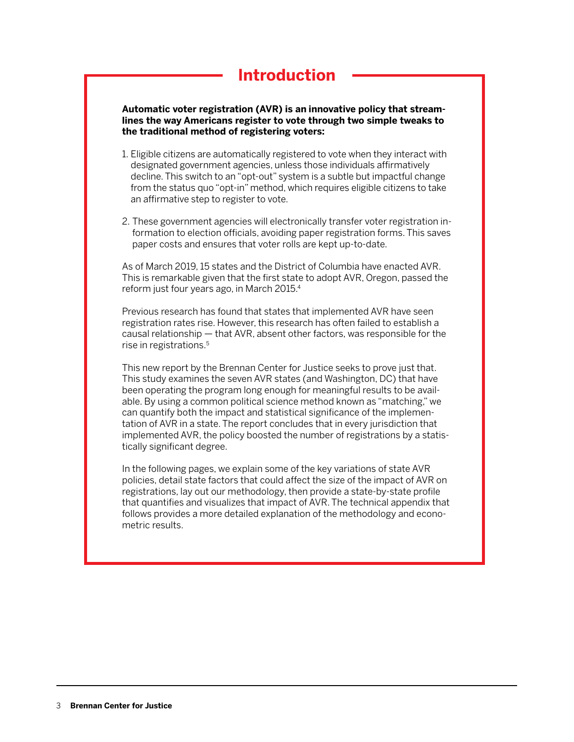# Introduction

**Automatic voter registration (AVR) is an innovative policy that streamlines the way Americans register to vote through two simple tweaks to the traditional method of registering voters:**

1. Eligible citizens are automatically registered to vote when they interact with designated government agencies, unless those individuals affirmatively decline. This switch to an "opt-out" system is a subtle but impactful change from the status quo "opt-in" method, which requires eligible citizens to take an affirmative step to register to vote.

2. These government agencies will electronically transfer voter registration information to election officials, avoiding paper registration forms. This saves paper costs and ensures that voter rolls are kept up-to-date.

As of March 2019, 15 states and the District of Columbia have enacted AVR. This is remarkable given that the first state to adopt AVR, Oregon, passed the reform just four years ago, in March 2015.[4]

Previous research has found that states that implemented AVR have seen registration rates rise. However, this research has often failed to establish a causal relationship — that AVR, absent other factors, was responsible for the rise in registrations.[5]

This new report by the Brennan Center for Justice seeks to prove just that. This study examines the seven AVR states (and Washington, DC) that have been operating the program long enough for meaningful results to be available. By using a common political science method known as "matching," we can quantify both the impact and statistical significance of the implementation of AVR in a state. The report concludes that in every jurisdiction that implemented AVR, the policy boosted the number of registrations by a statistically significant degree.

In the following pages, we explain some of the key variations of state AVR policies, detail state factors that could affect the size of the impact of AVR on registrations, lay out our methodology, then provide a state-by-state profile that quantifies and visualizes that impact of AVR. The technical appendix that follows provides a more detailed explanation of the methodology and econometric results.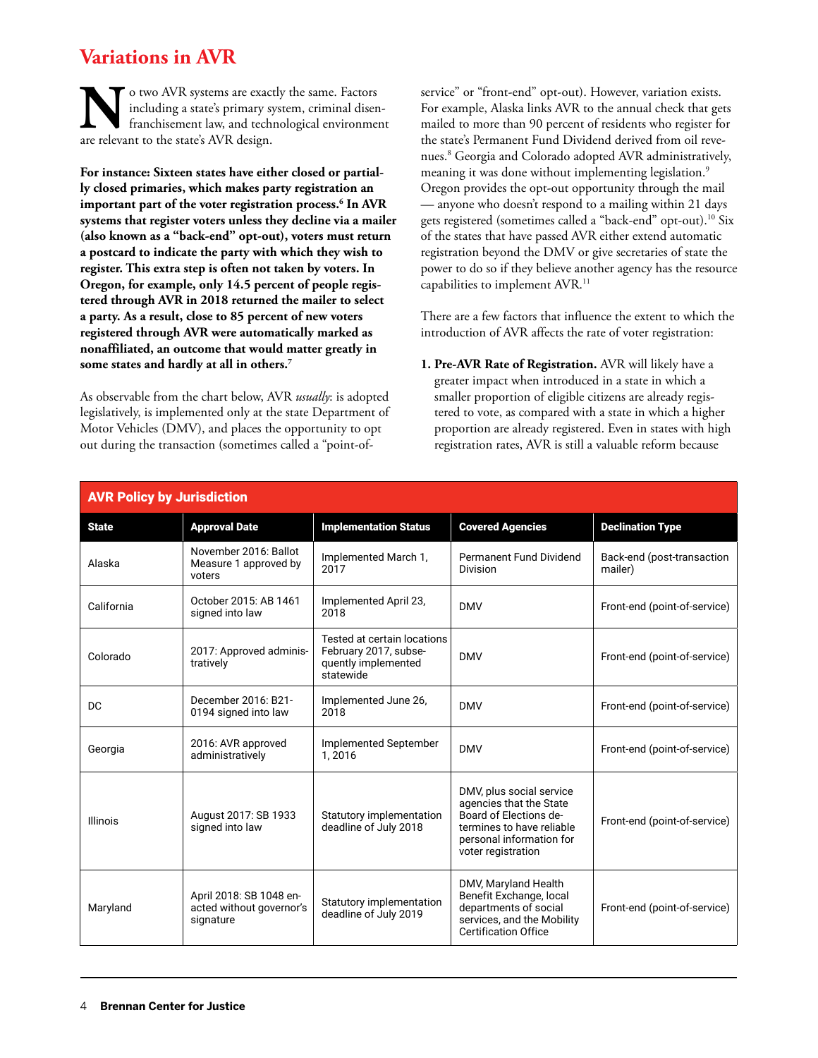## Variations in AVR

No two AVR systems are exactly the same. Factors including a state's primary system, criminal disenfranchisement law, and technological environment are relevant to the state's AVR design.

**For instance: Sixteen states have either closed or partially closed primaries, which makes party registration an important part of the voter registration process.[6] In AVR systems that register voters unless they decline via a mailer (also known as a "back-end" opt-out), voters must return a postcard to indicate the party with which they wish to register. This extra step is often not taken by voters. In Oregon, for example, only 14.5 percent of people registered through AVR in 2018 returned the mailer to select a party. As a result, close to 85 percent of new voters registered through AVR were automatically marked as nonaffiliated, an outcome that would matter greatly in some states and hardly at all in others.[7]**

As observable from the chart below, AVR *usually*: is adopted legislatively, is implemented only at the state Department of Motor Vehicles (DMV), and places the opportunity to opt out during the transaction (sometimes called a "point-of-service" or "front-end" opt-out). However, variation exists. For example, Alaska links AVR to the annual check that gets mailed to more than 90 percent of residents who register for the state's Permanent Fund Dividend derived from oil revenues.[8] Georgia and Colorado adopted AVR administratively, meaning it was done without implementing legislation.[9] Oregon provides the opt-out opportunity through the mail — anyone who doesn't respond to a mailing within 21 days gets registered (sometimes called a "back-end" opt-out).[10] Six of the states that have passed AVR either extend automatic registration beyond the DMV or give secretaries of state the power to do so if they believe another agency has the resource capabilities to implement AVR.[11]

There are a few factors that influence the extent to which the introduction of AVR affects the rate of voter registration:

1. **Pre-AVR Rate of Registration.** AVR will likely have a greater impact when introduced in a state in which a smaller proportion of eligible citizens are already registered to vote, as compared with a state in which a higher proportion are already registered. Even in states with high registration rates, AVR is still a valuable reform because

**AVR Policy by Jurisdiction**

| State | Approval Date | Implementation Status | Covered Agencies | Declination Type |
|---|---|---|---|---|
| Alaska | November 2016: Ballot Measure 1 approved by voters | Implemented March 1, 2017 | Permanent Fund Dividend Division | Back-end (post-transaction mailer) |
| California | October 2015: AB 1461 signed into law | Implemented April 23, 2018 | DMV | Front-end (point-of-service) |
| Colorado | 2017: Approved administratively | Tested at certain locations February 2017, subsequently implemented statewide | DMV | Front-end (point-of-service) |
| DC | December 2016: B21-0194 signed into law | Implemented June 26, 2018 | DMV | Front-end (point-of-service) |
| Georgia | 2016: AVR approved administratively | Implemented September 1, 2016 | DMV | Front-end (point-of-service) |
| Illinois | August 2017: SB 1933 signed into law | Statutory implementation deadline of July 2018 | DMV, plus social service agencies that the State Board of Elections determines to have reliable personal information for voter registration | Front-end (point-of-service) |
| Maryland | April 2018: SB 1048 enacted without governor's signature | Statutory implementation deadline of July 2019 | DMV, Maryland Health Benefit Exchange, local departments of social services, and the Mobility Certification Office | Front-end (point-of-service) |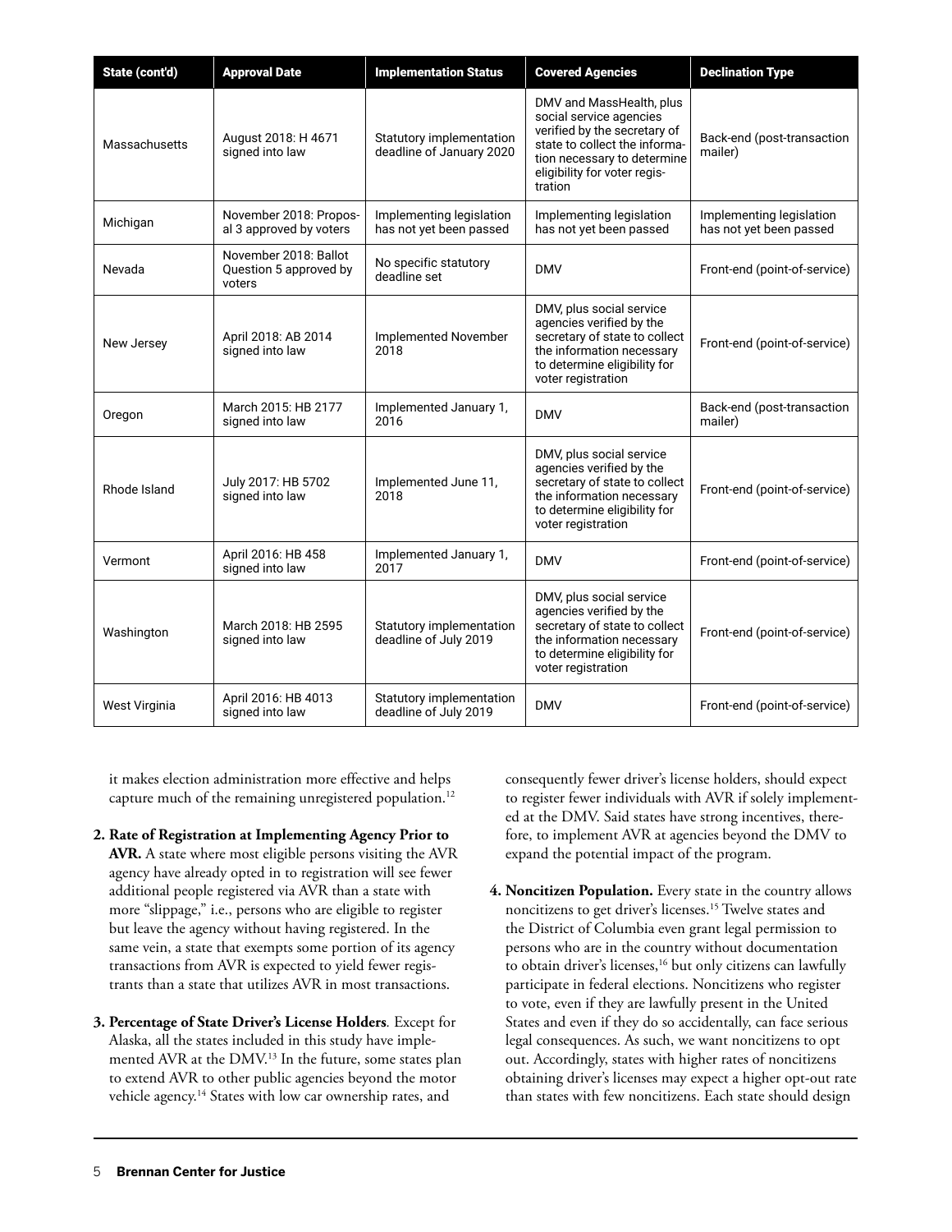| State (cont'd) | Approval Date | Implementation Status | Covered Agencies | Declination Type |
|---|---|---|---|---|
| Massachusetts | August 2018: H 4671 signed into law | Statutory implementation deadline of January 2020 | DMV and MassHealth, plus social service agencies verified by the secretary of state to collect the information necessary to determine eligibility for voter registration | Back-end (post-transaction mailer) |
| Michigan | November 2018: Proposal 3 approved by voters | Implementing legislation has not yet been passed | Implementing legislation has not yet been passed | Implementing legislation has not yet been passed |
| Nevada | November 2018: Ballot Question 5 approved by voters | No specific statutory deadline set | DMV | Front-end (point-of-service) |
| New Jersey | April 2018: AB 2014 signed into law | Implemented November 2018 | DMV, plus social service agencies verified by the secretary of state to collect the information necessary to determine eligibility for voter registration | Front-end (point-of-service) |
| Oregon | March 2015: HB 2177 signed into law | Implemented January 1, 2016 | DMV | Back-end (post-transaction mailer) |
| Rhode Island | July 2017: HB 5702 signed into law | Implemented June 11, 2018 | DMV, plus social service agencies verified by the secretary of state to collect the information necessary to determine eligibility for voter registration | Front-end (point-of-service) |
| Vermont | April 2016: HB 458 signed into law | Implemented January 1, 2017 | DMV | Front-end (point-of-service) |
| Washington | March 2018: HB 2595 signed into law | Statutory implementation deadline of July 2019 | DMV, plus social service agencies verified by the secretary of state to collect the information necessary to determine eligibility for voter registration | Front-end (point-of-service) |
| West Virginia | April 2016: HB 4013 signed into law | Statutory implementation deadline of July 2019 | DMV | Front-end (point-of-service) |

it makes election administration more effective and helps capture much of the remaining unregistered population.[12]

2. **Rate of Registration at Implementing Agency Prior to AVR.** A state where most eligible persons visiting the AVR agency have already opted in to registration will see fewer additional people registered via AVR than a state with more "slippage," i.e., persons who are eligible to register but leave the agency without having registered. In the same vein, a state that exempts some portion of its agency transactions from AVR is expected to yield fewer registrants than a state that utilizes AVR in most transactions.

3. **Percentage of State Driver's License Holders***.* Except for Alaska, all the states included in this study have implemented AVR at the DMV.[13] In the future, some states plan to extend AVR to other public agencies beyond the motor vehicle agency.[14] States with low car ownership rates, and consequently fewer driver's license holders, should expect to register fewer individuals with AVR if solely implemented at the DMV. Said states have strong incentives, therefore, to implement AVR at agencies beyond the DMV to expand the potential impact of the program.

4. **Noncitizen Population.** Every state in the country allows noncitizens to get driver's licenses.[15] Twelve states and the District of Columbia even grant legal permission to persons who are in the country without documentation to obtain driver's licenses,[16] but only citizens can lawfully participate in federal elections. Noncitizens who register to vote, even if they are lawfully present in the United States and even if they do so accidentally, can face serious legal consequences. As such, we want noncitizens to opt out. Accordingly, states with higher rates of noncitizens obtaining driver's licenses may expect a higher opt-out rate than states with few noncitizens. Each state should design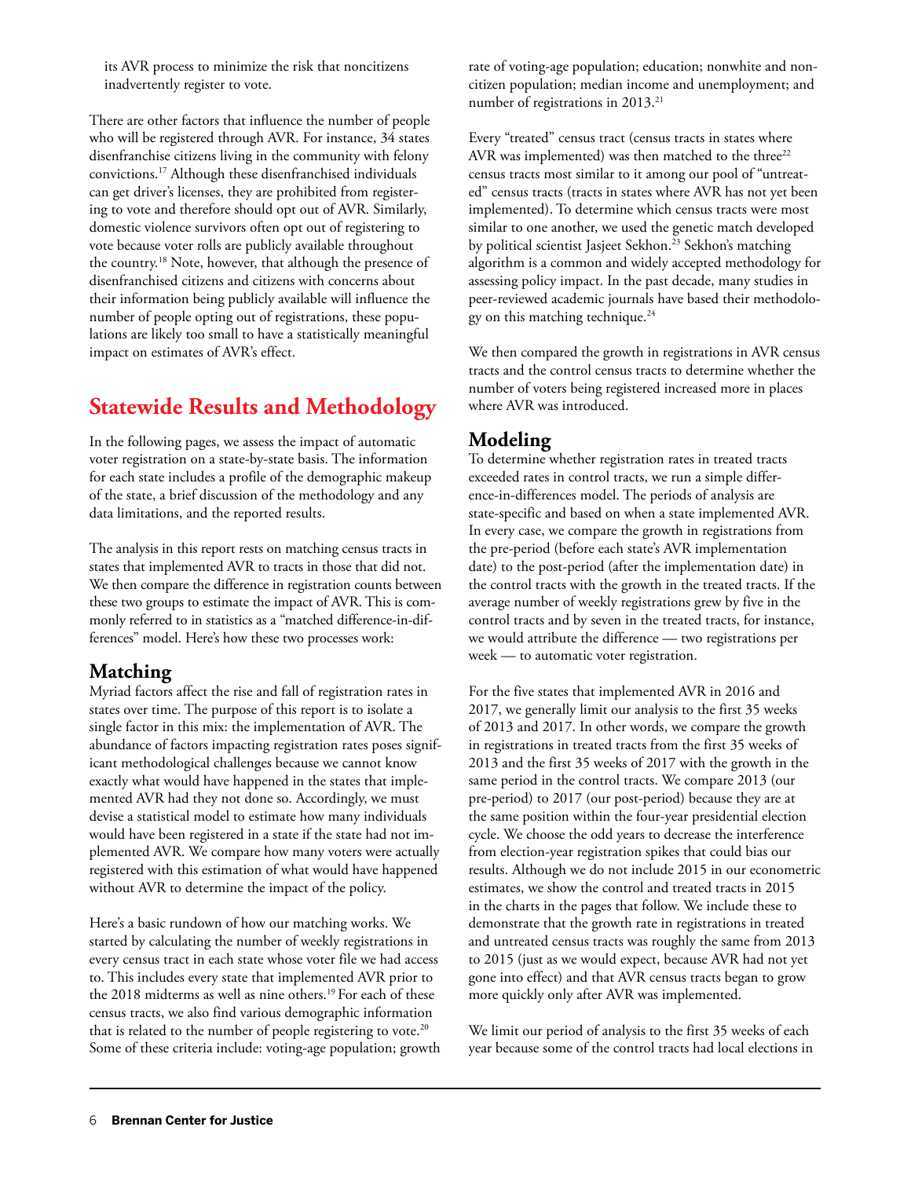its AVR process to minimize the risk that noncitizens inadvertently register to vote.

There are other factors that influence the number of people who will be registered through AVR. For instance, 34 states disenfranchise citizens living in the community with felony convictions.[17] Although these disenfranchised individuals can get driver's licenses, they are prohibited from registering to vote and therefore should opt out of AVR. Similarly, domestic violence survivors often opt out of registering to vote because voter rolls are publicly available throughout the country.[18] Note, however, that although the presence of disenfranchised citizens and citizens with concerns about their information being publicly available will influence the number of people opting out of registrations, these populations are likely too small to have a statistically meaningful impact on estimates of AVR's effect.

## Statewide Results and Methodology

In the following pages, we assess the impact of automatic voter registration on a state-by-state basis. The information for each state includes a profile of the demographic makeup of the state, a brief discussion of the methodology and any data limitations, and the reported results.

The analysis in this report rests on matching census tracts in states that implemented AVR to tracts in those that did not. We then compare the difference in registration counts between these two groups to estimate the impact of AVR. This is commonly referred to in statistics as a "matched difference-in-differences" model. Here's how these two processes work:

### Matching

Myriad factors affect the rise and fall of registration rates in states over time. The purpose of this report is to isolate a single factor in this mix: the implementation of AVR. The abundance of factors impacting registration rates poses significant methodological challenges because we cannot know exactly what would have happened in the states that implemented AVR had they not done so. Accordingly, we must devise a statistical model to estimate how many individuals would have been registered in a state if the state had not implemented AVR. We compare how many voters were actually registered with this estimation of what would have happened without AVR to determine the impact of the policy.

Here's a basic rundown of how our matching works. We started by calculating the number of weekly registrations in every census tract in each state whose voter file we had access to. This includes every state that implemented AVR prior to the 2018 midterms as well as nine others.[19] For each of these census tracts, we also find various demographic information that is related to the number of people registering to vote.[20] Some of these criteria include: voting-age population; growth rate of voting-age population; education; nonwhite and noncitizen population; median income and unemployment; and number of registrations in 2013.[21]

Every "treated" census tract (census tracts in states where AVR was implemented) was then matched to the three[22] census tracts most similar to it among our pool of "untreated" census tracts (tracts in states where AVR has not yet been implemented). To determine which census tracts were most similar to one another, we used the genetic match developed by political scientist Jasjeet Sekhon.[23] Sekhon's matching algorithm is a common and widely accepted methodology for assessing policy impact. In the past decade, many studies in peer-reviewed academic journals have based their methodology on this matching technique.[24]

We then compared the growth in registrations in AVR census tracts and the control census tracts to determine whether the number of voters being registered increased more in places where AVR was introduced.

### Modeling

To determine whether registration rates in treated tracts exceeded rates in control tracts, we run a simple difference-in-differences model. The periods of analysis are state-specific and based on when a state implemented AVR. In every case, we compare the growth in registrations from the pre-period (before each state's AVR implementation date) to the post-period (after the implementation date) in the control tracts with the growth in the treated tracts. If the average number of weekly registrations grew by five in the control tracts and by seven in the treated tracts, for instance, we would attribute the difference — two registrations per week — to automatic voter registration.

For the five states that implemented AVR in 2016 and 2017, we generally limit our analysis to the first 35 weeks of 2013 and 2017. In other words, we compare the growth in registrations in treated tracts from the first 35 weeks of 2013 and the first 35 weeks of 2017 with the growth in the same period in the control tracts. We compare 2013 (our pre-period) to 2017 (our post-period) because they are at the same position within the four-year presidential election cycle. We choose the odd years to decrease the interference from election-year registration spikes that could bias our results. Although we do not include 2015 in our econometric estimates, we show the control and treated tracts in 2015 in the charts in the pages that follow. We include these to demonstrate that the growth rate in registrations in treated and untreated census tracts was roughly the same from 2013 to 2015 (just as we would expect, because AVR had not yet gone into effect) and that AVR census tracts began to grow more quickly only after AVR was implemented.

We limit our period of analysis to the first 35 weeks of each year because some of the control tracts had local elections in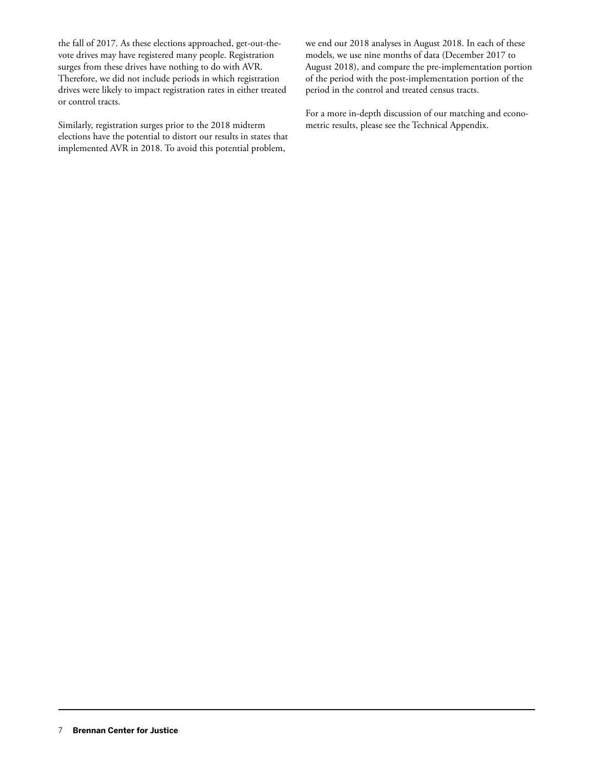the fall of 2017. As these elections approached, get-out-the-vote drives may have registered many people. Registration surges from these drives have nothing to do with AVR. Therefore, we did not include periods in which registration drives were likely to impact registration rates in either treated or control tracts.

Similarly, registration surges prior to the 2018 midterm elections have the potential to distort our results in states that implemented AVR in 2018. To avoid this potential problem, we end our 2018 analyses in August 2018. In each of these models, we use nine months of data (December 2017 to August 2018), and compare the pre-implementation portion of the period with the post-implementation portion of the period in the control and treated census tracts.

For a more in-depth discussion of our matching and econometric results, please see the Technical Appendix.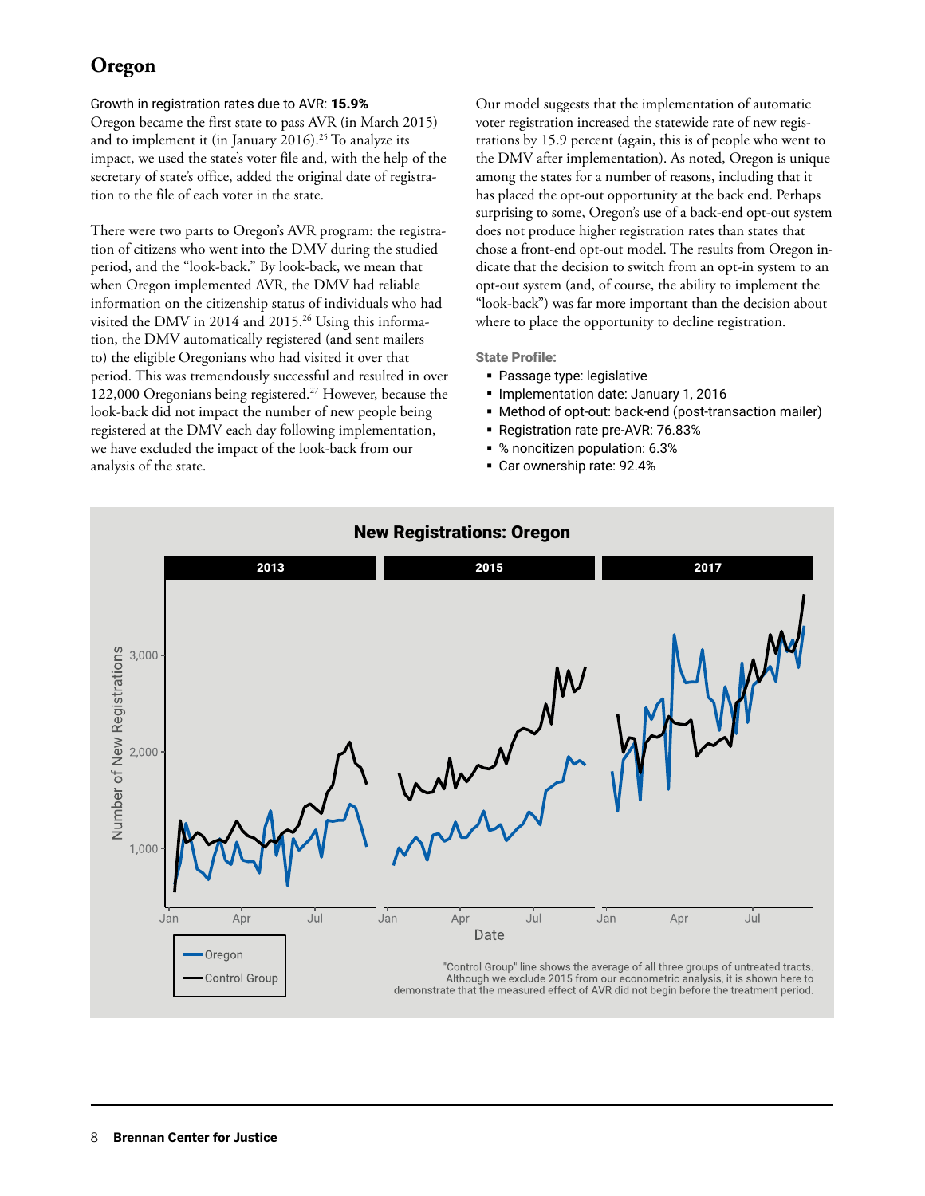## Oregon

Growth in registration rates due to AVR: **15.9%**

Oregon became the first state to pass AVR (in March 2015) and to implement it (in January 2016).[25] To analyze its impact, we used the state's voter file and, with the help of the secretary of state's office, added the original date of registration to the file of each voter in the state.

There were two parts to Oregon's AVR program: the registration of citizens who went into the DMV during the studied period, and the "look-back." By look-back, we mean that when Oregon implemented AVR, the DMV had reliable information on the citizenship status of individuals who had visited the DMV in 2014 and 2015.[26] Using this information, the DMV automatically registered (and sent mailers to) the eligible Oregonians who had visited it over that period. This was tremendously successful and resulted in over 122,000 Oregonians being registered.[27] However, because the look-back did not impact the number of new people being registered at the DMV each day following implementation, we have excluded the impact of the look-back from our analysis of the state.

Our model suggests that the implementation of automatic voter registration increased the statewide rate of new registrations by 15.9 percent (again, this is of people who went to the DMV after implementation). As noted, Oregon is unique among the states for a number of reasons, including that it has placed the opt-out opportunity at the back end. Perhaps surprising to some, Oregon's use of a back-end opt-out system does not produce higher registration rates than states that chose a front-end opt-out model. The results from Oregon indicate that the decision to switch from an opt-in system to an opt-out system (and, of course, the ability to implement the "look-back") was far more important than the decision about where to place the opportunity to decline registration.

**State Profile:**

- Passage type: legislative
- Implementation date: January 1, 2016
- Method of opt-out: back-end (post-transaction mailer)
- Registration rate pre-AVR: 76.83%
- % noncitizen population: 6.3%
- Car ownership rate: 92.4%

**New Registrations: Oregon**

"Control Group" line shows the average of all three groups of untreated tracts. Although we exclude 2015 from our econometric analysis, it is shown here to demonstrate that the measured effect of AVR did not begin before the treatment period.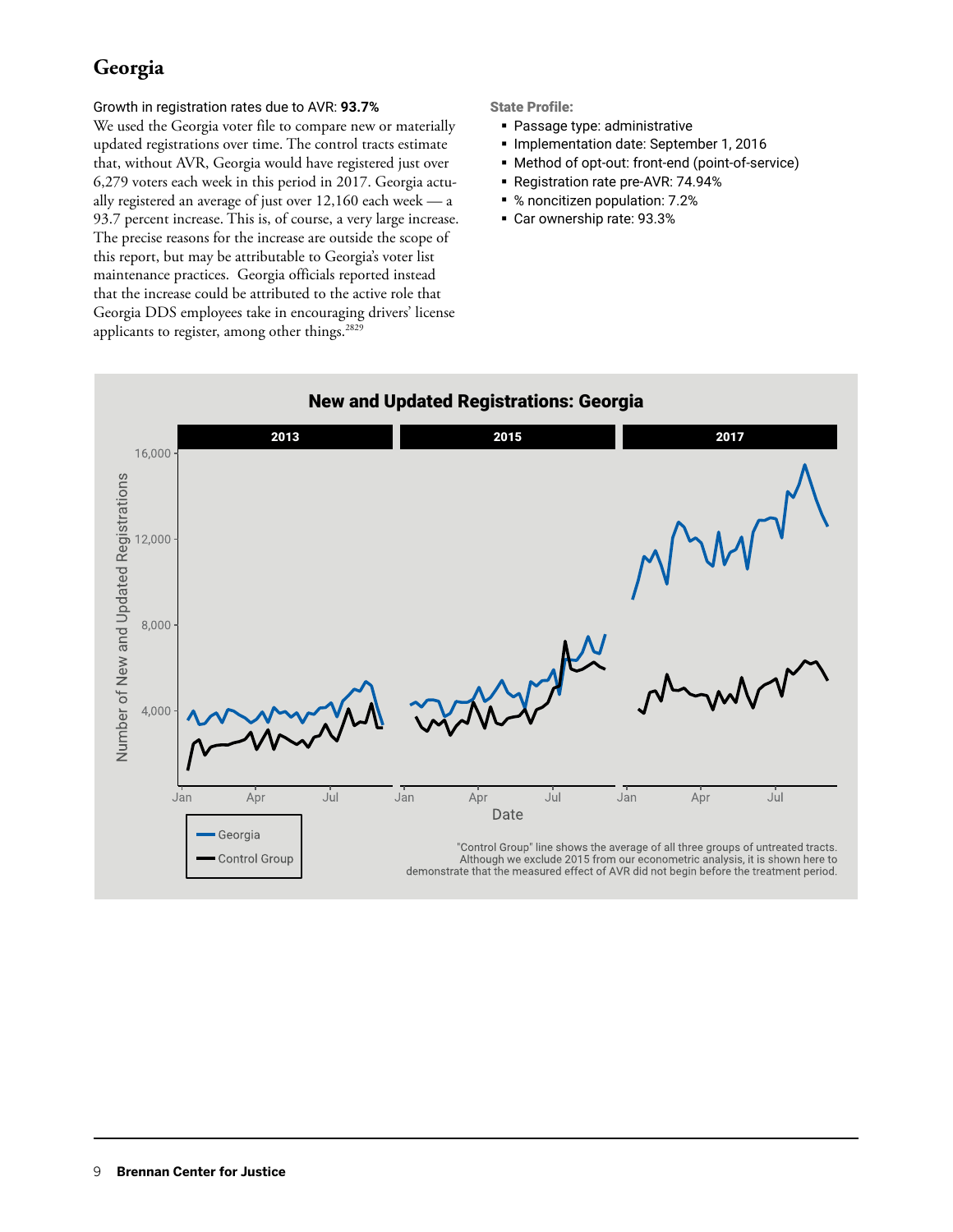# Georgia

Growth in registration rates due to AVR: **93.7%**

We used the Georgia voter file to compare new or materially updated registrations over time. The control tracts estimate that, without AVR, Georgia would have registered just over 6,279 voters each week in this period in 2017. Georgia actually registered an average of just over 12,160 each week — a 93.7 percent increase. This is, of course, a very large increase. The precise reasons for the increase are outside the scope of this report, but may be attributable to Georgia's voter list maintenance practices. Georgia officials reported instead that the increase could be attributed to the active role that Georgia DDS employees take in encouraging drivers' license applicants to register, among other things.[2829]

**State Profile:**

- Passage type: administrative
- Implementation date: September 1, 2016
- Method of opt-out: front-end (point-of-service)
- Registration rate pre-AVR: 74.94%
- % noncitizen population: 7.2%
- Car ownership rate: 93.3%

**New and Updated Registrations: Georgia**

"Control Group" line shows the average of all three groups of untreated tracts. Although we exclude 2015 from our econometric analysis, it is shown here to demonstrate that the measured effect of AVR did not begin before the treatment period.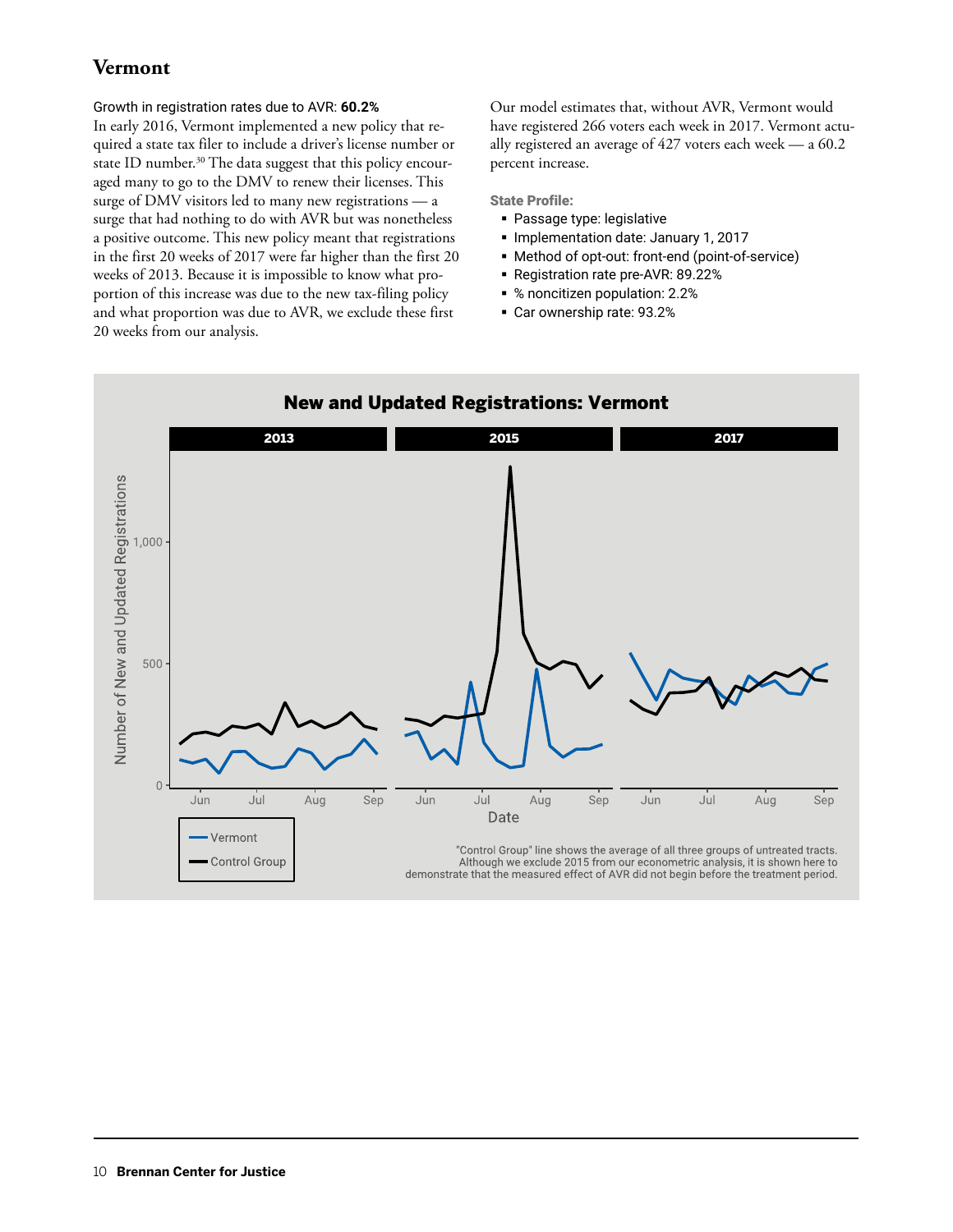## Vermont

Growth in registration rates due to AVR: **60.2%**

In early 2016, Vermont implemented a new policy that required a state tax filer to include a driver's license number or state ID number.[30] The data suggest that this policy encouraged many to go to the DMV to renew their licenses. This surge of DMV visitors led to many new registrations — a surge that had nothing to do with AVR but was nonetheless a positive outcome. This new policy meant that registrations in the first 20 weeks of 2017 were far higher than the first 20 weeks of 2013. Because it is impossible to know what proportion of this increase was due to the new tax-filing policy and what proportion was due to AVR, we exclude these first 20 weeks from our analysis.

Our model estimates that, without AVR, Vermont would have registered 266 voters each week in 2017. Vermont actually registered an average of 427 voters each week — a 60.2 percent increase.

**State Profile:**

- Passage type: legislative
- Implementation date: January 1, 2017
- Method of opt-out: front-end (point-of-service)
- Registration rate pre-AVR: 89.22%
- % noncitizen population: 2.2%
- Car ownership rate: 93.2%

**New and Updated Registrations: Vermont**

"Control Group" line shows the average of all three groups of untreated tracts. Although we exclude 2015 from our econometric analysis, it is shown here to demonstrate that the measured effect of AVR did not begin before the treatment period.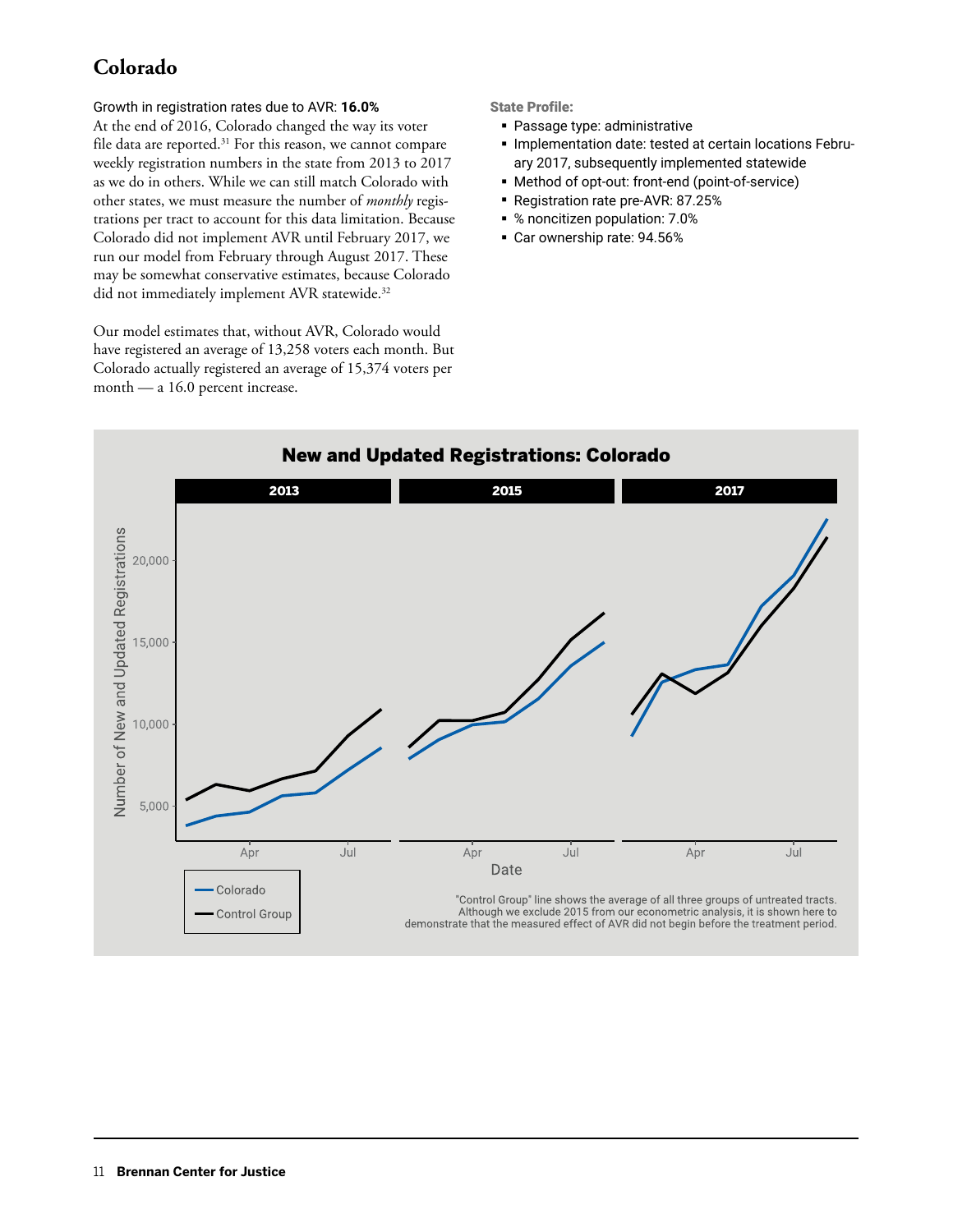# Colorado

Growth in registration rates due to AVR: **16.0%**

At the end of 2016, Colorado changed the way its voter file data are reported.[31] For this reason, we cannot compare weekly registration numbers in the state from 2013 to 2017 as we do in others. While we can still match Colorado with other states, we must measure the number of *monthly* registrations per tract to account for this data limitation. Because Colorado did not implement AVR until February 2017, we run our model from February through August 2017. These may be somewhat conservative estimates, because Colorado did not immediately implement AVR statewide.[32]

Our model estimates that, without AVR, Colorado would have registered an average of 13,258 voters each month. But Colorado actually registered an average of 15,374 voters per month — a 16.0 percent increase.

**State Profile:**

- Passage type: administrative
- Implementation date: tested at certain locations February 2017, subsequently implemented statewide
- Method of opt-out: front-end (point-of-service)
- Registration rate pre-AVR: 87.25%
- % noncitizen population: 7.0%
- Car ownership rate: 94.56%

**New and Updated Registrations: Colorado**

"Control Group" line shows the average of all three groups of untreated tracts. Although we exclude 2015 from our econometric analysis, it is shown here to demonstrate that the measured effect of AVR did not begin before the treatment period.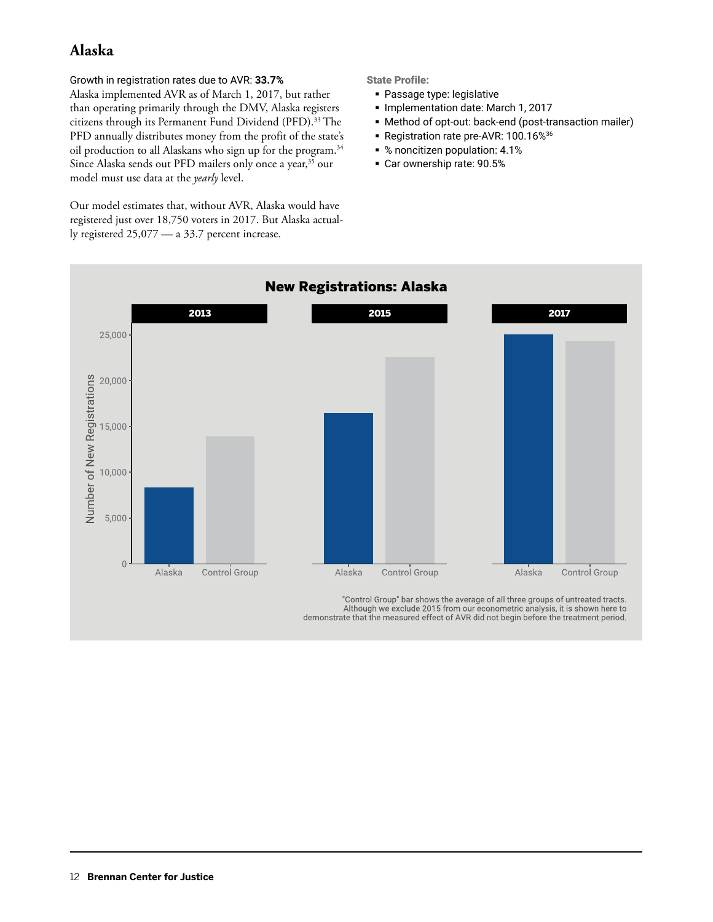# Alaska

Growth in registration rates due to AVR: **33.7%**

Alaska implemented AVR as of March 1, 2017, but rather than operating primarily through the DMV, Alaska registers citizens through its Permanent Fund Dividend (PFD).[33] The PFD annually distributes money from the profit of the state's oil production to all Alaskans who sign up for the program.[34] Since Alaska sends out PFD mailers only once a year,[35] our model must use data at the *yearly* level.

Our model estimates that, without AVR, Alaska would have registered just over 18,750 voters in 2017. But Alaska actually registered 25,077 — a 33.7 percent increase.

**State Profile:**

- Passage type: legislative
- Implementation date: March 1, 2017
- Method of opt-out: back-end (post-transaction mailer)
- Registration rate pre-AVR: 100.16%[36]
- % noncitizen population: 4.1%
- Car ownership rate: 90.5%

**New Registrations: Alaska**

"Control Group" bar shows the average of all three groups of untreated tracts. Although we exclude 2015 from our econometric analysis, it is shown here to demonstrate that the measured effect of AVR did not begin before the treatment period.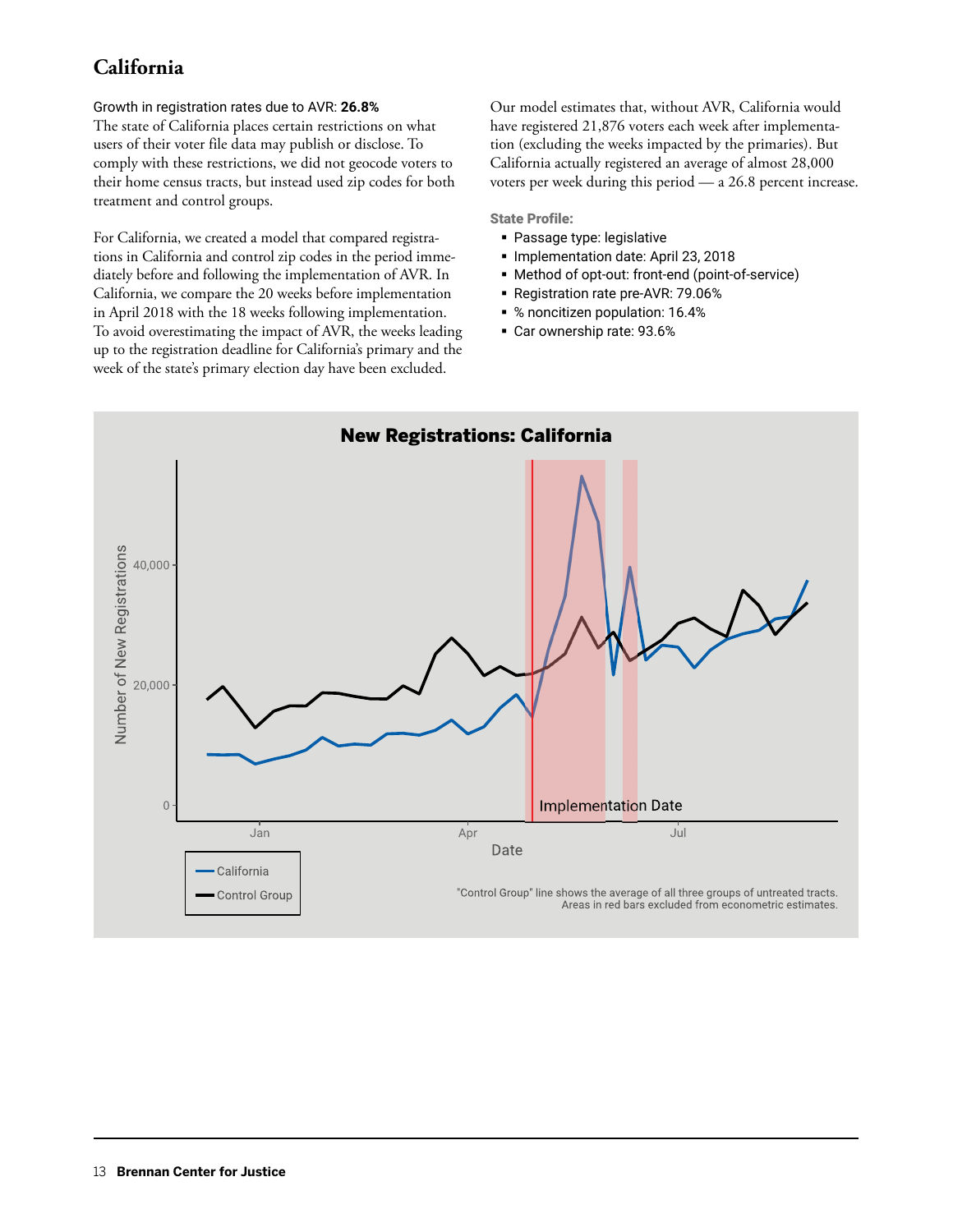# California

Growth in registration rates due to AVR: **26.8%**

The state of California places certain restrictions on what users of their voter file data may publish or disclose. To comply with these restrictions, we did not geocode voters to their home census tracts, but instead used zip codes for both treatment and control groups.

For California, we created a model that compared registrations in California and control zip codes in the period immediately before and following the implementation of AVR. In California, we compare the 20 weeks before implementation in April 2018 with the 18 weeks following implementation. To avoid overestimating the impact of AVR, the weeks leading up to the registration deadline for California's primary and the week of the state's primary election day have been excluded.

Our model estimates that, without AVR, California would have registered 21,876 voters each week after implementation (excluding the weeks impacted by the primaries). But California actually registered an average of almost 28,000 voters per week during this period — a 26.8 percent increase.

**State Profile:**

- Passage type: legislative
- Implementation date: April 23, 2018
- Method of opt-out: front-end (point-of-service)
- Registration rate pre-AVR: 79.06%
- % noncitizen population: 16.4%
- Car ownership rate: 93.6%

**New Registrations: California**

"Control Group" line shows the average of all three groups of untreated tracts. Areas in red bars excluded from econometric estimates.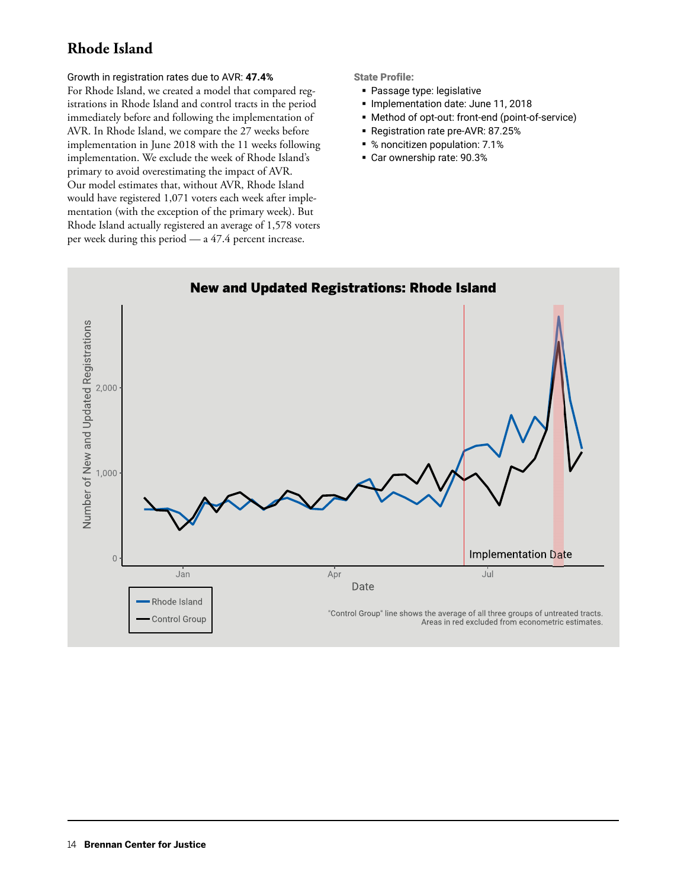# Rhode Island

Growth in registration rates due to AVR: **47.4%**

For Rhode Island, we created a model that compared registrations in Rhode Island and control tracts in the period immediately before and following the implementation of AVR. In Rhode Island, we compare the 27 weeks before implementation in June 2018 with the 11 weeks following implementation. We exclude the week of Rhode Island's primary to avoid overestimating the impact of AVR. Our model estimates that, without AVR, Rhode Island would have registered 1,071 voters each week after implementation (with the exception of the primary week). But Rhode Island actually registered an average of 1,578 voters per week during this period — a 47.4 percent increase.

**State Profile:**

- Passage type: legislative
- Implementation date: June 11, 2018
- Method of opt-out: front-end (point-of-service)
- Registration rate pre-AVR: 87.25%
- % noncitizen population: 7.1%
- Car ownership rate: 90.3%

**New and Updated Registrations: Rhode Island**

"Control Group" line shows the average of all three groups of untreated tracts.
Areas in red excluded from econometric estimates.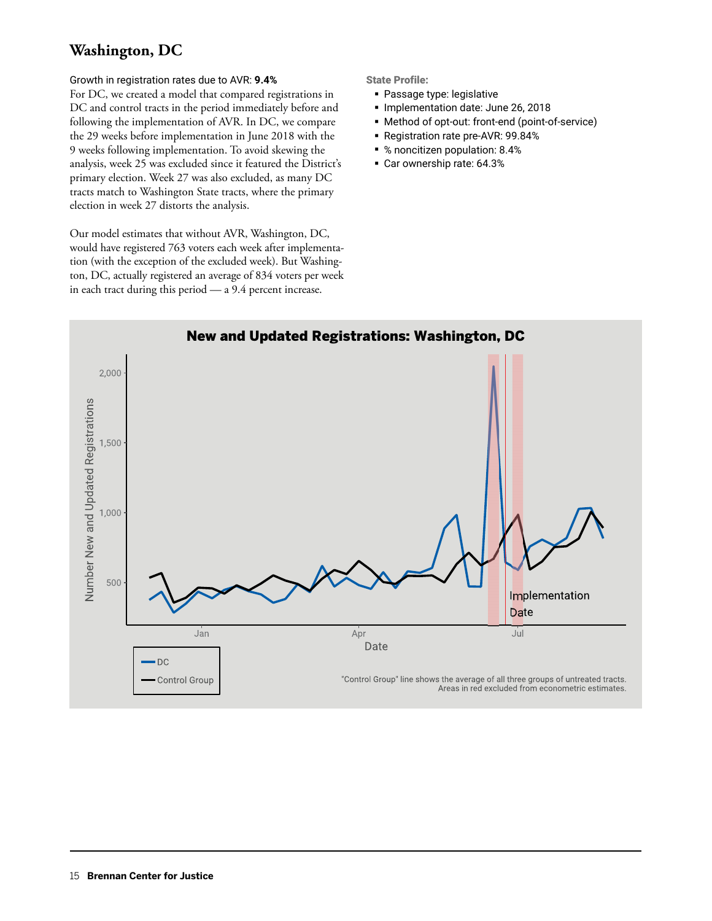## Washington, DC

Growth in registration rates due to AVR: **9.4%**

For DC, we created a model that compared registrations in DC and control tracts in the period immediately before and following the implementation of AVR. In DC, we compare the 29 weeks before implementation in June 2018 with the 9 weeks following implementation. To avoid skewing the analysis, week 25 was excluded since it featured the District's primary election. Week 27 was also excluded, as many DC tracts match to Washington State tracts, where the primary election in week 27 distorts the analysis.

Our model estimates that without AVR, Washington, DC, would have registered 763 voters each week after implementation (with the exception of the excluded week). But Washington, DC, actually registered an average of 834 voters per week in each tract during this period — a 9.4 percent increase.

**State Profile:**

- Passage type: legislative
- Implementation date: June 26, 2018
- Method of opt-out: front-end (point-of-service)
- Registration rate pre-AVR: 99.84%
- % noncitizen population: 8.4%
- Car ownership rate: 64.3%

**New and Updated Registrations: Washington, DC**

"Control Group" line shows the average of all three groups of untreated tracts.
Areas in red excluded from econometric estimates.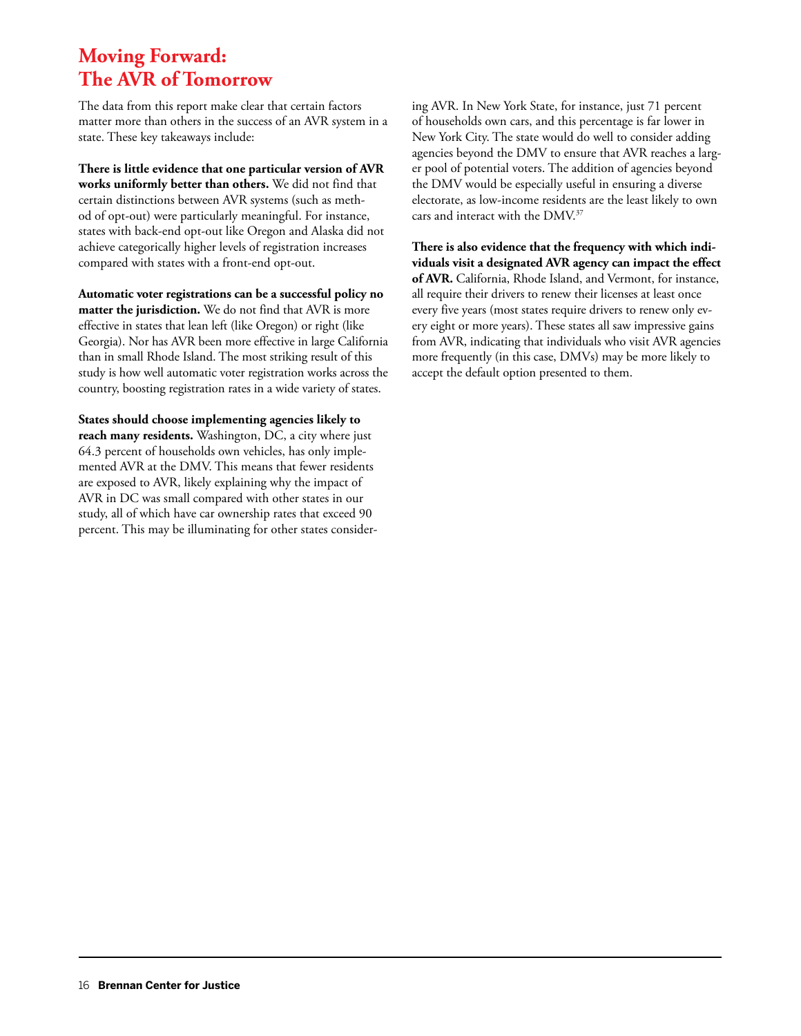# Moving Forward: The AVR of Tomorrow

The data from this report make clear that certain factors matter more than others in the success of an AVR system in a state. These key takeaways include:

**There is little evidence that one particular version of AVR works uniformly better than others.** We did not find that certain distinctions between AVR systems (such as method of opt-out) were particularly meaningful. For instance, states with back-end opt-out like Oregon and Alaska did not achieve categorically higher levels of registration increases compared with states with a front-end opt-out.

**Automatic voter registrations can be a successful policy no matter the jurisdiction.** We do not find that AVR is more effective in states that lean left (like Oregon) or right (like Georgia). Nor has AVR been more effective in large California than in small Rhode Island. The most striking result of this study is how well automatic voter registration works across the country, boosting registration rates in a wide variety of states.

**States should choose implementing agencies likely to reach many residents.** Washington, DC, a city where just 64.3 percent of households own vehicles, has only implemented AVR at the DMV. This means that fewer residents are exposed to AVR, likely explaining why the impact of AVR in DC was small compared with other states in our study, all of which have car ownership rates that exceed 90 percent. This may be illuminating for other states considering AVR. In New York State, for instance, just 71 percent of households own cars, and this percentage is far lower in New York City. The state would do well to consider adding agencies beyond the DMV to ensure that AVR reaches a larger pool of potential voters. The addition of agencies beyond the DMV would be especially useful in ensuring a diverse electorate, as low-income residents are the least likely to own cars and interact with the DMV.[37]

**There is also evidence that the frequency with which individuals visit a designated AVR agency can impact the effect of AVR.** California, Rhode Island, and Vermont, for instance, all require their drivers to renew their licenses at least once every five years (most states require drivers to renew only every eight or more years). These states all saw impressive gains from AVR, indicating that individuals who visit AVR agencies more frequently (in this case, DMVs) may be more likely to accept the default option presented to them.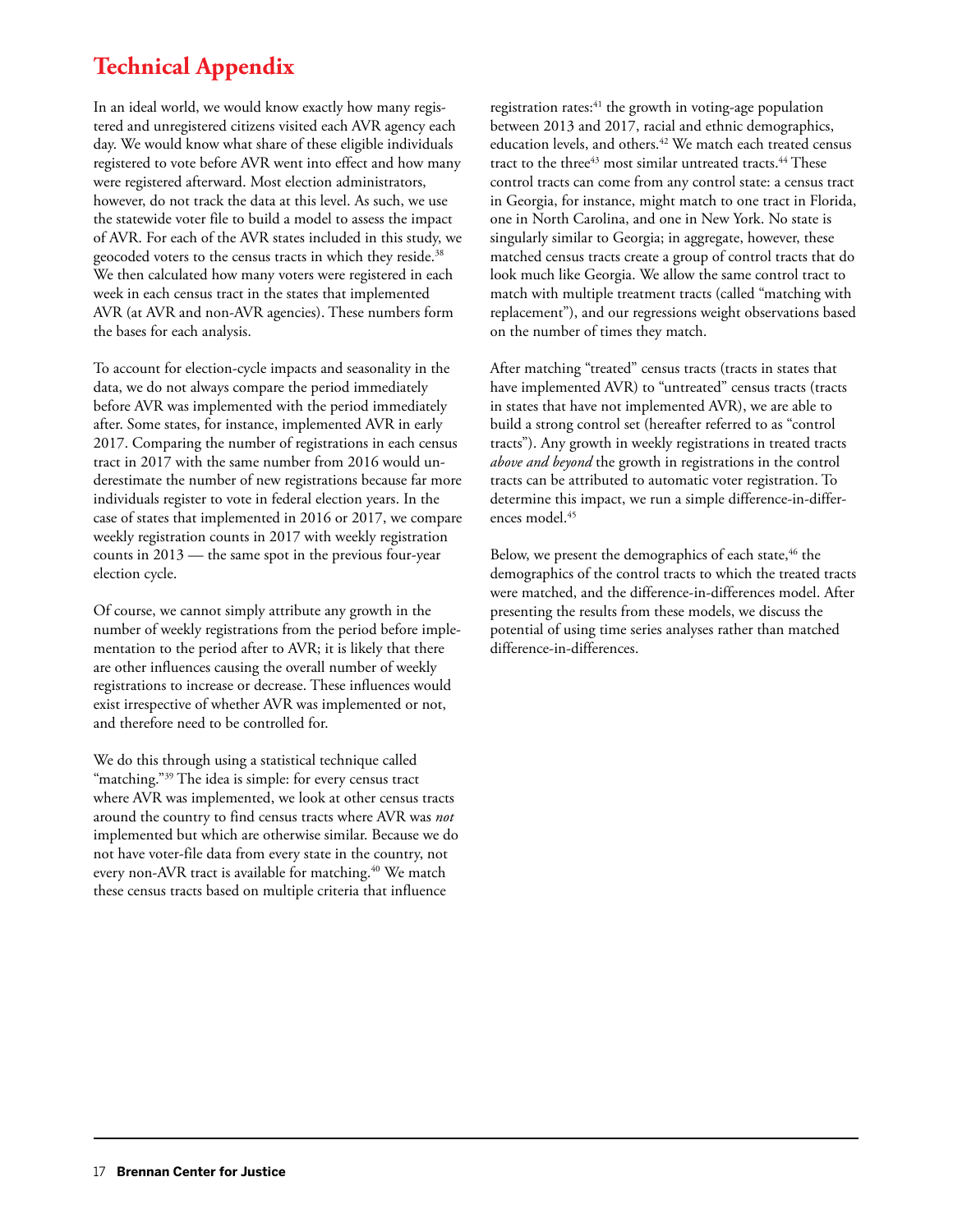# Technical Appendix

In an ideal world, we would know exactly how many registered and unregistered citizens visited each AVR agency each day. We would know what share of these eligible individuals registered to vote before AVR went into effect and how many were registered afterward. Most election administrators, however, do not track the data at this level. As such, we use the statewide voter file to build a model to assess the impact of AVR. For each of the AVR states included in this study, we geocoded voters to the census tracts in which they reside.[38] We then calculated how many voters were registered in each week in each census tract in the states that implemented AVR (at AVR and non-AVR agencies). These numbers form the bases for each analysis.

To account for election-cycle impacts and seasonality in the data, we do not always compare the period immediately before AVR was implemented with the period immediately after. Some states, for instance, implemented AVR in early 2017. Comparing the number of registrations in each census tract in 2017 with the same number from 2016 would underestimate the number of new registrations because far more individuals register to vote in federal election years. In the case of states that implemented in 2016 or 2017, we compare weekly registration counts in 2017 with weekly registration counts in 2013 — the same spot in the previous four-year election cycle.

Of course, we cannot simply attribute any growth in the number of weekly registrations from the period before implementation to the period after to AVR; it is likely that there are other influences causing the overall number of weekly registrations to increase or decrease. These influences would exist irrespective of whether AVR was implemented or not, and therefore need to be controlled for.

We do this through using a statistical technique called "matching."[39] The idea is simple: for every census tract where AVR was implemented, we look at other census tracts around the country to find census tracts where AVR was *not* implemented but which are otherwise similar. Because we do not have voter-file data from every state in the country, not every non-AVR tract is available for matching.[40] We match these census tracts based on multiple criteria that influence registration rates:[41] the growth in voting-age population between 2013 and 2017, racial and ethnic demographics, education levels, and others.[42] We match each treated census tract to the three[43] most similar untreated tracts.[44] These control tracts can come from any control state: a census tract in Georgia, for instance, might match to one tract in Florida, one in North Carolina, and one in New York. No state is singularly similar to Georgia; in aggregate, however, these matched census tracts create a group of control tracts that do look much like Georgia. We allow the same control tract to match with multiple treatment tracts (called "matching with replacement"), and our regressions weight observations based on the number of times they match.

After matching "treated" census tracts (tracts in states that have implemented AVR) to "untreated" census tracts (tracts in states that have not implemented AVR), we are able to build a strong control set (hereafter referred to as "control tracts"). Any growth in weekly registrations in treated tracts *above and beyond* the growth in registrations in the control tracts can be attributed to automatic voter registration. To determine this impact, we run a simple difference-in-differences model.[45]

Below, we present the demographics of each state,[46] the demographics of the control tracts to which the treated tracts were matched, and the difference-in-differences model. After presenting the results from these models, we discuss the potential of using time series analyses rather than matched difference-in-differences.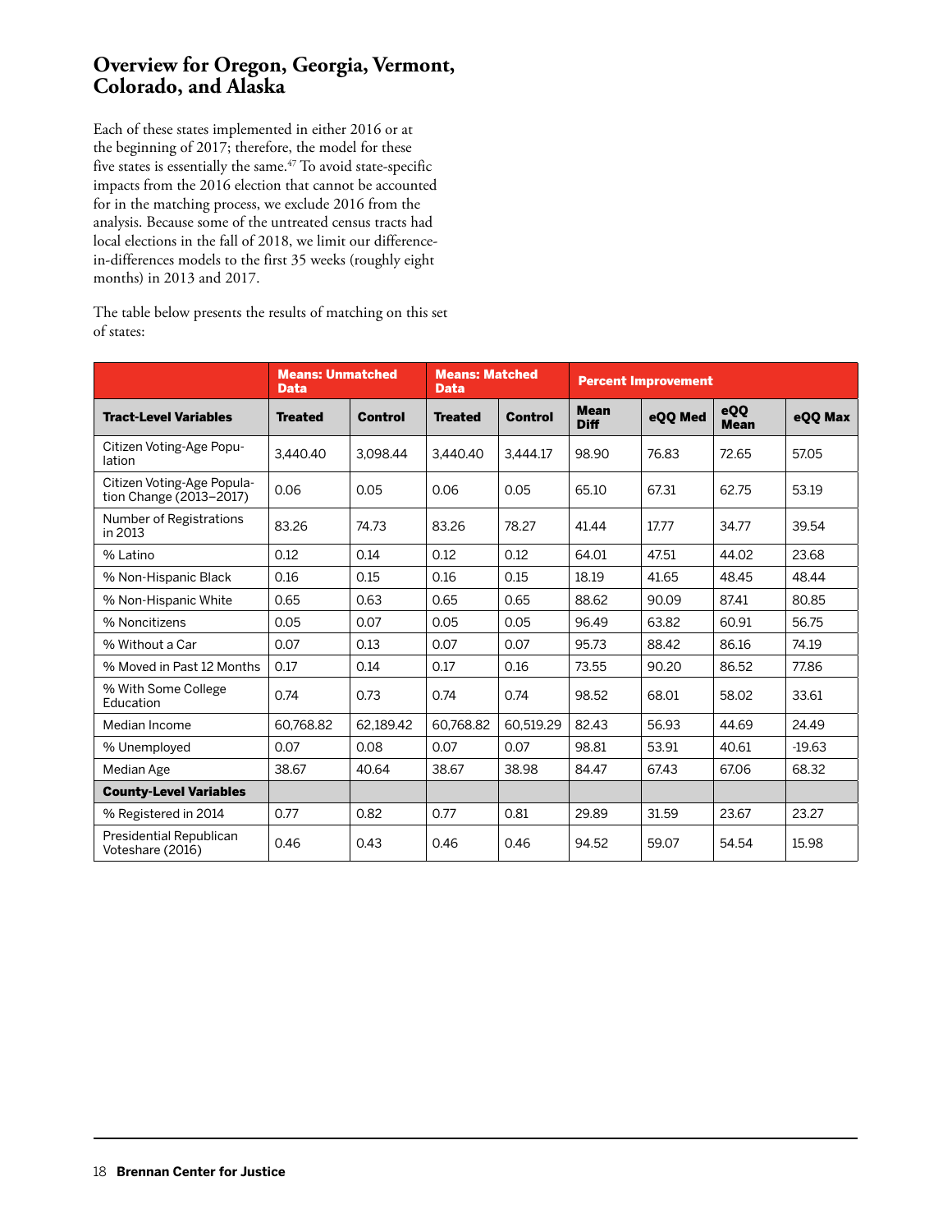## Overview for Oregon, Georgia, Vermont, Colorado, and Alaska

Each of these states implemented in either 2016 or at the beginning of 2017; therefore, the model for these five states is essentially the same.[47] To avoid state-specific impacts from the 2016 election that cannot be accounted for in the matching process, we exclude 2016 from the analysis. Because some of the untreated census tracts had local elections in the fall of 2018, we limit our difference-in-differences models to the first 35 weeks (roughly eight months) in 2013 and 2017.

The table below presents the results of matching on this set of states:

| | Means: Unmatched Data | | Means: Matched Data | | Percent Improvement | | | |
|---|---|---|---|---|---|---|---|---|
| **Tract-Level Variables** | **Treated** | **Control** | **Treated** | **Control** | **Mean Diff** | **eQQ Med** | **eQQ Mean** | **eQQ Max** |
| Citizen Voting-Age Population | 3,440.40 | 3,098.44 | 3,440.40 | 3,444.17 | 98.90 | 76.83 | 72.65 | 57.05 |
| Citizen Voting-Age Population Change (2013–2017) | 0.06 | 0.05 | 0.06 | 0.05 | 65.10 | 67.31 | 62.75 | 53.19 |
| Number of Registrations in 2013 | 83.26 | 74.73 | 83.26 | 78.27 | 41.44 | 17.77 | 34.77 | 39.54 |
| % Latino | 0.12 | 0.14 | 0.12 | 0.12 | 64.01 | 47.51 | 44.02 | 23.68 |
| % Non-Hispanic Black | 0.16 | 0.15 | 0.16 | 0.15 | 18.19 | 41.65 | 48.45 | 48.44 |
| % Non-Hispanic White | 0.65 | 0.63 | 0.65 | 0.65 | 88.62 | 90.09 | 87.41 | 80.85 |
| % Noncitizens | 0.05 | 0.07 | 0.05 | 0.05 | 96.49 | 63.82 | 60.91 | 56.75 |
| % Without a Car | 0.07 | 0.13 | 0.07 | 0.07 | 95.73 | 88.42 | 86.16 | 74.19 |
| % Moved in Past 12 Months | 0.17 | 0.14 | 0.17 | 0.16 | 73.55 | 90.20 | 86.52 | 77.86 |
| % With Some College Education | 0.74 | 0.73 | 0.74 | 0.74 | 98.52 | 68.01 | 58.02 | 33.61 |
| Median Income | 60,768.82 | 62,189.42 | 60,768.82 | 60,519.29 | 82.43 | 56.93 | 44.69 | 24.49 |
| % Unemployed | 0.07 | 0.08 | 0.07 | 0.07 | 98.81 | 53.91 | 40.61 | -19.63 |
| Median Age | 38.67 | 40.64 | 38.67 | 38.98 | 84.47 | 67.43 | 67.06 | 68.32 |
| **County-Level Variables** | | | | | | | | |
| % Registered in 2014 | 0.77 | 0.82 | 0.77 | 0.81 | 29.89 | 31.59 | 23.67 | 23.27 |
| Presidential Republican Voteshare (2016) | 0.46 | 0.43 | 0.46 | 0.46 | 94.52 | 59.07 | 54.54 | 15.98 |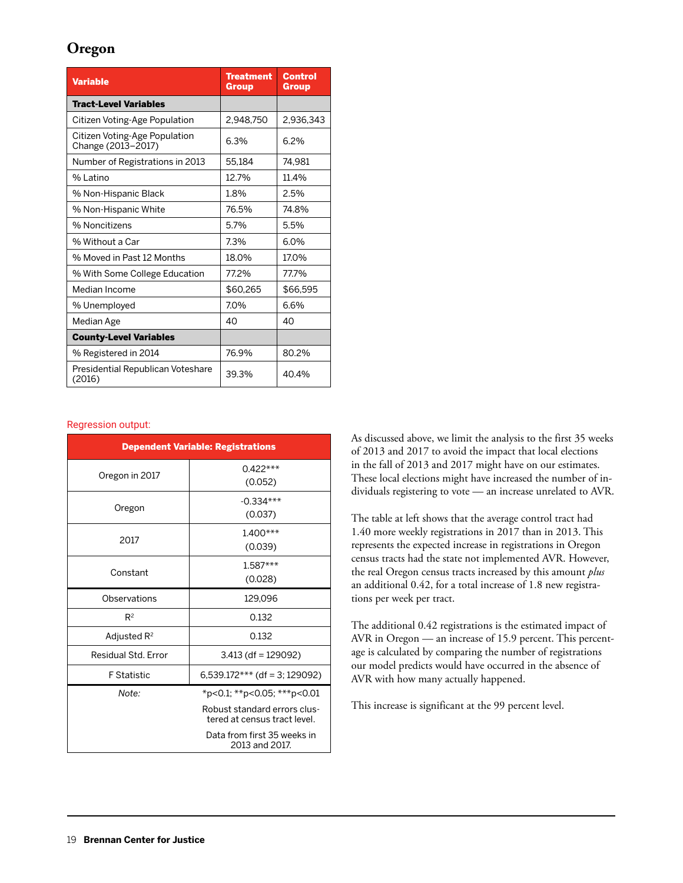## Oregon

| Variable | Treatment Group | Control Group |
|---|---|---|
| **Tract-Level Variables** | | |
| Citizen Voting-Age Population | 2,948,750 | 2,936,343 |
| Citizen Voting-Age Population Change (2013–2017) | 6.3% | 6.2% |
| Number of Registrations in 2013 | 55,184 | 74,981 |
| % Latino | 12.7% | 11.4% |
| % Non-Hispanic Black | 1.8% | 2.5% |
| % Non-Hispanic White | 76.5% | 74.8% |
| % Noncitizens | 5.7% | 5.5% |
| % Without a Car | 7.3% | 6.0% |
| % Moved in Past 12 Months | 18.0% | 17.0% |
| % With Some College Education | 77.2% | 77.7% |
| Median Income | $60,265 | $66,595 |
| % Unemployed | 7.0% | 6.6% |
| Median Age | 40 | 40 |
| **County-Level Variables** | | |
| % Registered in 2014 | 76.9% | 80.2% |
| Presidential Republican Voteshare (2016) | 39.3% | 40.4% |

Regression output:

| | Dependent Variable: Registrations |
|---|---|
| Oregon in 2017 | 0.422***<br>(0.052) |
| Oregon | -0.334***<br>(0.037) |
| 2017 | 1.400***<br>(0.039) |
| Constant | 1.587***<br>(0.028) |
| Observations | 129,096 |
| $R^2$ | 0.132 |
| Adjusted $R^2$ | 0.132 |
| Residual Std. Error | 3.413 (df = 129092) |
| F Statistic | 6,539.172*** (df = 3; 129092) |
| *Note:* | *p<0.1; **p<0.05; ***p<0.01<br>Robust standard errors clustered at census tract level.<br>Data from first 35 weeks in 2013 and 2017. |

As discussed above, we limit the analysis to the first 35 weeks of 2013 and 2017 to avoid the impact that local elections in the fall of 2013 and 2017 might have on our estimates. These local elections might have increased the number of individuals registering to vote — an increase unrelated to AVR.

The table at left shows that the average control tract had 1.40 more weekly registrations in 2017 than in 2013. This represents the expected increase in registrations in Oregon census tracts had the state not implemented AVR. However, the real Oregon census tracts increased by this amount *plus* an additional 0.42, for a total increase of 1.8 new registrations per week per tract.

The additional 0.42 registrations is the estimated impact of AVR in Oregon — an increase of 15.9 percent. This percentage is calculated by comparing the number of registrations our model predicts would have occurred in the absence of AVR with how many actually happened.

This increase is significant at the 99 percent level.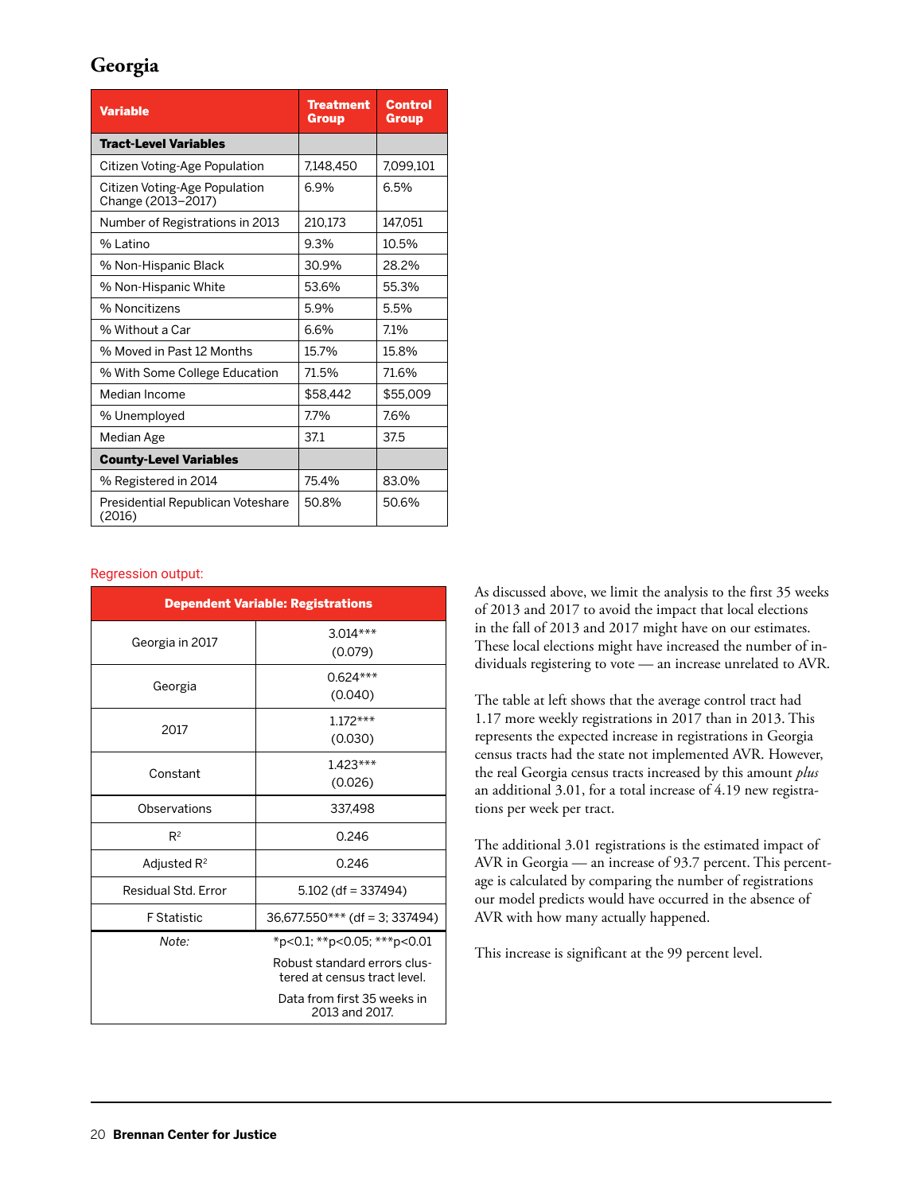## Georgia

| Variable | Treatment Group | Control Group |
|---|---|---|
| **Tract-Level Variables** | | |
| Citizen Voting-Age Population | 7,148,450 | 7,099,101 |
| Citizen Voting-Age Population Change (2013–2017) | 6.9% | 6.5% |
| Number of Registrations in 2013 | 210,173 | 147,051 |
| % Latino | 9.3% | 10.5% |
| % Non-Hispanic Black | 30.9% | 28.2% |
| % Non-Hispanic White | 53.6% | 55.3% |
| % Noncitizens | 5.9% | 5.5% |
| % Without a Car | 6.6% | 7.1% |
| % Moved in Past 12 Months | 15.7% | 15.8% |
| % With Some College Education | 71.5% | 71.6% |
| Median Income | $58,442 | $55,009 |
| % Unemployed | 7.7% | 7.6% |
| Median Age | 37.1 | 37.5 |
| **County-Level Variables** | | |
| % Registered in 2014 | 75.4% | 83.0% |
| Presidential Republican Voteshare (2016) | 50.8% | 50.6% |

Regression output:

| | Dependent Variable: Registrations |
|---|---|
| Georgia in 2017 | 3.014*** (0.079) |
| Georgia | 0.624*** (0.040) |
| 2017 | 1.172*** (0.030) |
| Constant | 1.423*** (0.026) |
| Observations | 337,498 |
| $R^2$ | 0.246 |
| Adjusted $R^2$ | 0.246 |
| Residual Std. Error | 5.102 (df = 337494) |
| F Statistic | 36,677.550*** (df = 3; 337494) |
| *Note:* | *p<0.1; **p<0.05; ***p<0.01<br>Robust standard errors clustered at census tract level.<br>Data from first 35 weeks in 2013 and 2017. |

As discussed above, we limit the analysis to the first 35 weeks of 2013 and 2017 to avoid the impact that local elections in the fall of 2013 and 2017 might have on our estimates. These local elections might have increased the number of individuals registering to vote — an increase unrelated to AVR.

The table at left shows that the average control tract had 1.17 more weekly registrations in 2017 than in 2013. This represents the expected increase in registrations in Georgia census tracts had the state not implemented AVR. However, the real Georgia census tracts increased by this amount *plus* an additional 3.01, for a total increase of 4.19 new registrations per week per tract.

The additional 3.01 registrations is the estimated impact of AVR in Georgia — an increase of 93.7 percent. This percentage is calculated by comparing the number of registrations our model predicts would have occurred in the absence of AVR with how many actually happened.

This increase is significant at the 99 percent level.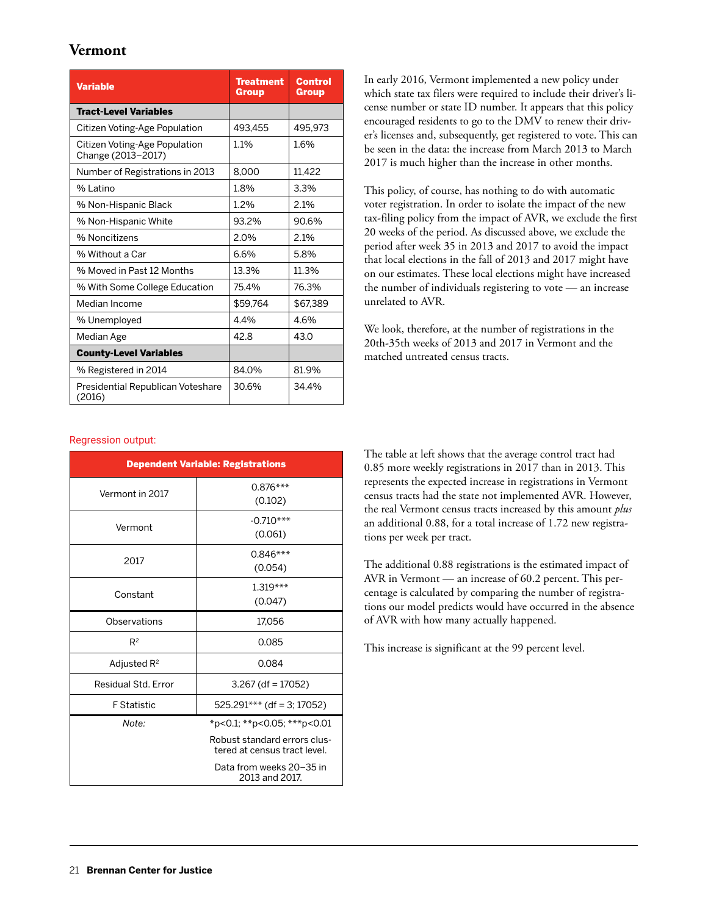## Vermont

| Variable | Treatment Group | Control Group |
|---|---|---|
| **Tract-Level Variables** | | |
| Citizen Voting-Age Population | 493,455 | 495,973 |
| Citizen Voting-Age Population Change (2013–2017) | 1.1% | 1.6% |
| Number of Registrations in 2013 | 8,000 | 11,422 |
| % Latino | 1.8% | 3.3% |
| % Non-Hispanic Black | 1.2% | 2.1% |
| % Non-Hispanic White | 93.2% | 90.6% |
| % Noncitizens | 2.0% | 2.1% |
| % Without a Car | 6.6% | 5.8% |
| % Moved in Past 12 Months | 13.3% | 11.3% |
| % With Some College Education | 75.4% | 76.3% |
| Median Income | $59,764 | $67,389 |
| % Unemployed | 4.4% | 4.6% |
| Median Age | 42.8 | 43.0 |
| **County-Level Variables** | | |
| % Registered in 2014 | 84.0% | 81.9% |
| Presidential Republican Voteshare (2016) | 30.6% | 34.4% |

In early 2016, Vermont implemented a new policy under which state tax filers were required to include their driver's license number or state ID number. It appears that this policy encouraged residents to go to the DMV to renew their driver's licenses and, subsequently, get registered to vote. This can be seen in the data: the increase from March 2013 to March 2017 is much higher than the increase in other months.

This policy, of course, has nothing to do with automatic voter registration. In order to isolate the impact of the new tax-filing policy from the impact of AVR, we exclude the first 20 weeks of the period. As discussed above, we exclude the period after week 35 in 2013 and 2017 to avoid the impact that local elections in the fall of 2013 and 2017 might have on our estimates. These local elections might have increased the number of individuals registering to vote — an increase unrelated to AVR.

We look, therefore, at the number of registrations in the 20th-35th weeks of 2013 and 2017 in Vermont and the matched untreated census tracts.

Regression output:

| Dependent Variable: Registrations | |
|---|---|
| Vermont in 2017 | 0.876*** (0.102) |
| Vermont | -0.710*** (0.061) |
| 2017 | 0.846*** (0.054) |
| Constant | 1.319*** (0.047) |
| Observations | 17,056 |
| $R^2$ | 0.085 |
| Adjusted $R^2$ | 0.084 |
| Residual Std. Error | 3.267 (df = 17052) |
| F Statistic | 525.291*** (df = 3; 17052) |
| *Note:* | *p<0.1; **p<0.05; ***p<0.01<br>Robust standard errors clustered at census tract level.<br>Data from weeks 20–35 in 2013 and 2017. |

The table at left shows that the average control tract had 0.85 more weekly registrations in 2017 than in 2013. This represents the expected increase in registrations in Vermont census tracts had the state not implemented AVR. However, the real Vermont census tracts increased by this amount *plus* an additional 0.88, for a total increase of 1.72 new registrations per week per tract.

The additional 0.88 registrations is the estimated impact of AVR in Vermont — an increase of 60.2 percent. This percentage is calculated by comparing the number of registrations our model predicts would have occurred in the absence of AVR with how many actually happened.

This increase is significant at the 99 percent level.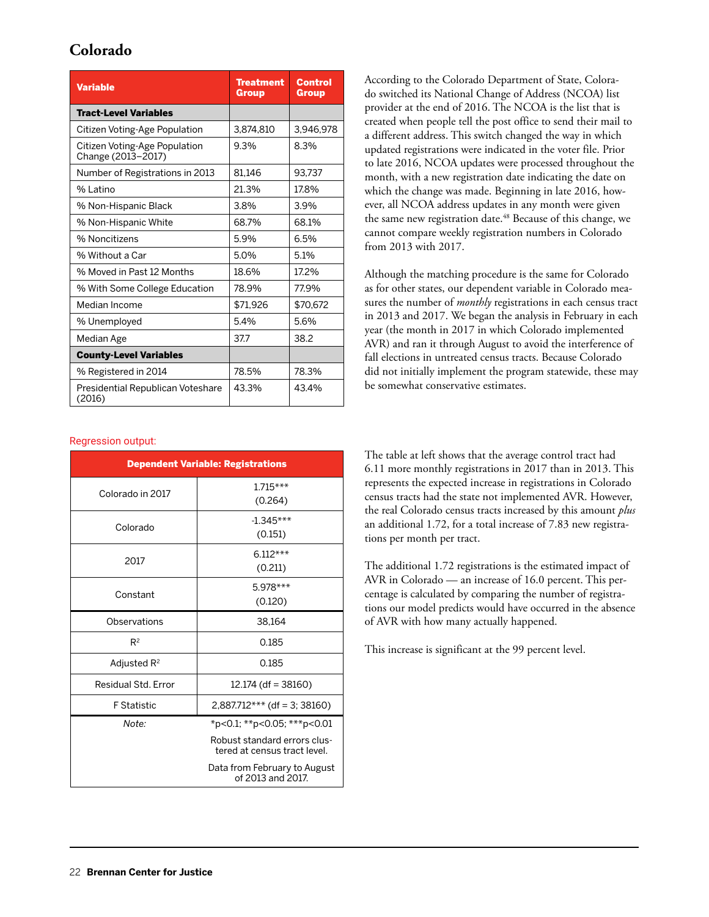## Colorado

| Variable | Treatment Group | Control Group |
|---|---|---|
| **Tract-Level Variables** | | |
| Citizen Voting-Age Population | 3,874,810 | 3,946,978 |
| Citizen Voting-Age Population Change (2013–2017) | 9.3% | 8.3% |
| Number of Registrations in 2013 | 81,146 | 93,737 |
| % Latino | 21.3% | 17.8% |
| % Non-Hispanic Black | 3.8% | 3.9% |
| % Non-Hispanic White | 68.7% | 68.1% |
| % Noncitizens | 5.9% | 6.5% |
| % Without a Car | 5.0% | 5.1% |
| % Moved in Past 12 Months | 18.6% | 17.2% |
| % With Some College Education | 78.9% | 77.9% |
| Median Income | $71,926 | $70,672 |
| % Unemployed | 5.4% | 5.6% |
| Median Age | 37.7 | 38.2 |
| **County-Level Variables** | | |
| % Registered in 2014 | 78.5% | 78.3% |
| Presidential Republican Voteshare (2016) | 43.3% | 43.4% |

According to the Colorado Department of State, Colorado switched its National Change of Address (NCOA) list provider at the end of 2016. The NCOA is the list that is created when people tell the post office to send their mail to a different address. This switch changed the way in which updated registrations were indicated in the voter file. Prior to late 2016, NCOA updates were processed throughout the month, with a new registration date indicating the date on which the change was made. Beginning in late 2016, however, all NCOA address updates in any month were given the same new registration date.[48] Because of this change, we cannot compare weekly registration numbers in Colorado from 2013 with 2017.

Although the matching procedure is the same for Colorado as for other states, our dependent variable in Colorado measures the number of *monthly* registrations in each census tract in 2013 and 2017. We began the analysis in February in each year (the month in 2017 in which Colorado implemented AVR) and ran it through August to avoid the interference of fall elections in untreated census tracts. Because Colorado did not initially implement the program statewide, these may be somewhat conservative estimates.

Regression output:

| | Dependent Variable: Registrations |
|---|---|
| Colorado in 2017 | 1.715*** (0.264) |
| Colorado | -1.345*** (0.151) |
| 2017 | 6.112*** (0.211) |
| Constant | 5.978*** (0.120) |
| Observations | 38,164 |
| $R^2$ | 0.185 |
| Adjusted $R^2$ | 0.185 |
| Residual Std. Error | 12.174 (df = 38160) |
| F Statistic | 2,887.712*** (df = 3; 38160) |
| *Note:* | *p<0.1; **p<0.05; ***p<0.01 |
| | Robust standard errors clustered at census tract level. |
| | Data from February to August of 2013 and 2017. |

The table at left shows that the average control tract had 6.11 more monthly registrations in 2017 than in 2013. This represents the expected increase in registrations in Colorado census tracts had the state not implemented AVR. However, the real Colorado census tracts increased by this amount *plus* an additional 1.72, for a total increase of 7.83 new registrations per month per tract.

The additional 1.72 registrations is the estimated impact of AVR in Colorado — an increase of 16.0 percent. This percentage is calculated by comparing the number of registrations our model predicts would have occurred in the absence of AVR with how many actually happened.

This increase is significant at the 99 percent level.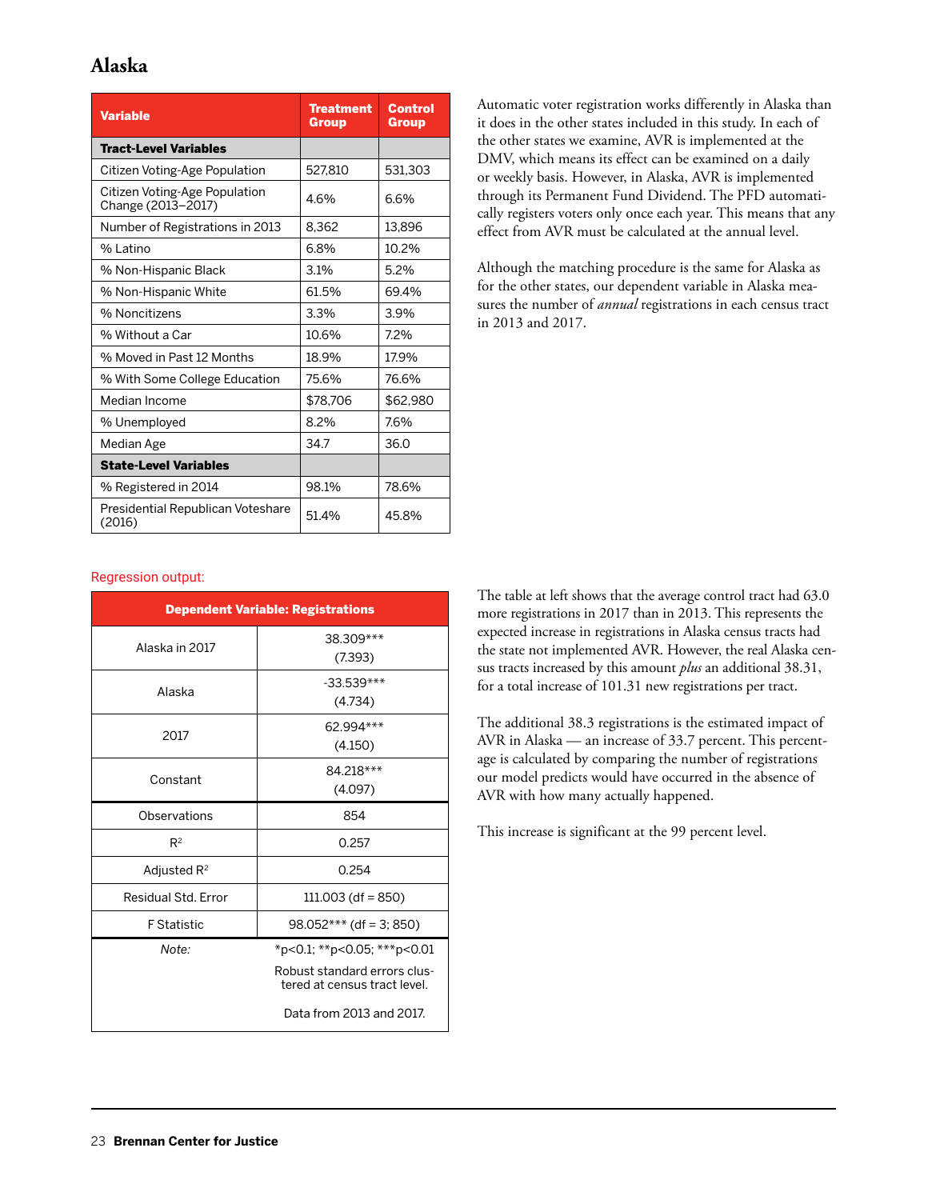## Alaska

| Variable | Treatment Group | Control Group |
|---|---|---|
| **Tract-Level Variables** | | |
| Citizen Voting-Age Population | 527,810 | 531,303 |
| Citizen Voting-Age Population Change (2013–2017) | 4.6% | 6.6% |
| Number of Registrations in 2013 | 8,362 | 13,896 |
| % Latino | 6.8% | 10.2% |
| % Non-Hispanic Black | 3.1% | 5.2% |
| % Non-Hispanic White | 61.5% | 69.4% |
| % Noncitizens | 3.3% | 3.9% |
| % Without a Car | 10.6% | 7.2% |
| % Moved in Past 12 Months | 18.9% | 17.9% |
| % With Some College Education | 75.6% | 76.6% |
| Median Income | $78,706 | $62,980 |
| % Unemployed | 8.2% | 7.6% |
| Median Age | 34.7 | 36.0 |
| **State-Level Variables** | | |
| % Registered in 2014 | 98.1% | 78.6% |
| Presidential Republican Voteshare (2016) | 51.4% | 45.8% |

Automatic voter registration works differently in Alaska than it does in the other states included in this study. In each of the other states we examine, AVR is implemented at the DMV, which means its effect can be examined on a daily or weekly basis. However, in Alaska, AVR is implemented through its Permanent Fund Dividend. The PFD automatically registers voters only once each year. This means that any effect from AVR must be calculated at the annual level.

Although the matching procedure is the same for Alaska as for the other states, our dependent variable in Alaska measures the number of *annual* registrations in each census tract in 2013 and 2017.

Regression output:

| | Dependent Variable: Registrations |
|---|---|
| Alaska in 2017 | 38.309*** (7.393) |
| Alaska | -33.539*** (4.734) |
| 2017 | 62.994*** (4.150) |
| Constant | 84.218*** (4.097) |
| Observations | 854 |
| $R^2$ | 0.257 |
| Adjusted $R^2$ | 0.254 |
| Residual Std. Error | 111.003 (df = 850) |
| F Statistic | 98.052*** (df = 3; 850) |
| *Note:* | *p<0.1; **p<0.05; ***p<0.01 Robust standard errors clustered at census tract level. Data from 2013 and 2017. |

The table at left shows that the average control tract had 63.0 more registrations in 2017 than in 2013. This represents the expected increase in registrations in Alaska census tracts had the state not implemented AVR. However, the real Alaska census tracts increased by this amount *plus* an additional 38.31, for a total increase of 101.31 new registrations per tract.

The additional 38.3 registrations is the estimated impact of AVR in Alaska — an increase of 33.7 percent. This percentage is calculated by comparing the number of registrations our model predicts would have occurred in the absence of AVR with how many actually happened.

This increase is significant at the 99 percent level.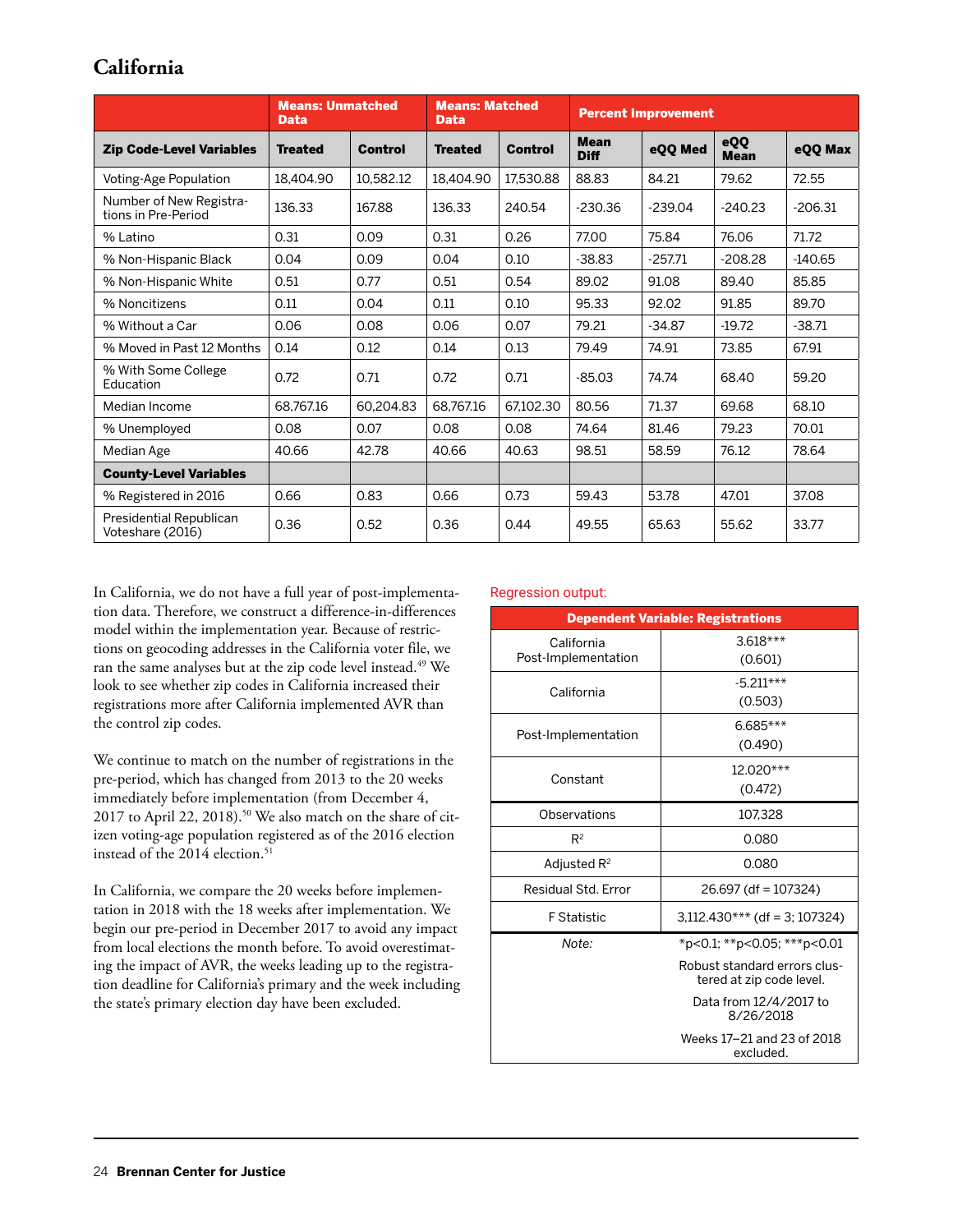## California

| | Means: Unmatched Data | | Means: Matched Data | | Percent Improvement | | | |
|---|---|---|---|---|---|---|---|---|
| **Zip Code-Level Variables** | **Treated** | **Control** | **Treated** | **Control** | **Mean Diff** | **eQQ Med** | **eQQ Mean** | **eQQ Max** |
| Voting-Age Population | 18,404.90 | 10,582.12 | 18,404.90 | 17,530.88 | 88.83 | 84.21 | 79.62 | 72.55 |
| Number of New Registrations in Pre-Period | 136.33 | 167.88 | 136.33 | 240.54 | -230.36 | -239.04 | -240.23 | -206.31 |
| % Latino | 0.31 | 0.09 | 0.31 | 0.26 | 77.00 | 75.84 | 76.06 | 71.72 |
| % Non-Hispanic Black | 0.04 | 0.09 | 0.04 | 0.10 | -38.83 | -257.71 | -208.28 | -140.65 |
| % Non-Hispanic White | 0.51 | 0.77 | 0.51 | 0.54 | 89.02 | 91.08 | 89.40 | 85.85 |
| % Noncitizens | 0.11 | 0.04 | 0.11 | 0.10 | 95.33 | 92.02 | 91.85 | 89.70 |
| % Without a Car | 0.06 | 0.08 | 0.06 | 0.07 | 79.21 | -34.87 | -19.72 | -38.71 |
| % Moved in Past 12 Months | 0.14 | 0.12 | 0.14 | 0.13 | 79.49 | 74.91 | 73.85 | 67.91 |
| % With Some College Education | 0.72 | 0.71 | 0.72 | 0.71 | -85.03 | 74.74 | 68.40 | 59.20 |
| Median Income | 68,767.16 | 60,204.83 | 68,767.16 | 67,102.30 | 80.56 | 71.37 | 69.68 | 68.10 |
| % Unemployed | 0.08 | 0.07 | 0.08 | 0.08 | 74.64 | 81.46 | 79.23 | 70.01 |
| Median Age | 40.66 | 42.78 | 40.66 | 40.63 | 98.51 | 58.59 | 76.12 | 78.64 |
| **County-Level Variables** | | | | | | | | |
| % Registered in 2016 | 0.66 | 0.83 | 0.66 | 0.73 | 59.43 | 53.78 | 47.01 | 37.08 |
| Presidential Republican Voteshare (2016) | 0.36 | 0.52 | 0.36 | 0.44 | 49.55 | 65.63 | 55.62 | 33.77 |

In California, we do not have a full year of post-implementation data. Therefore, we construct a difference-in-differences model within the implementation year. Because of restrictions on geocoding addresses in the California voter file, we ran the same analyses but at the zip code level instead.[49] We look to see whether zip codes in California increased their registrations more after California implemented AVR than the control zip codes.

We continue to match on the number of registrations in the pre-period, which has changed from 2013 to the 20 weeks immediately before implementation (from December 4, 2017 to April 22, 2018).[50] We also match on the share of citizen voting-age population registered as of the 2016 election instead of the 2014 election.[51]

In California, we compare the 20 weeks before implementation in 2018 with the 18 weeks after implementation. We begin our pre-period in December 2017 to avoid any impact from local elections the month before. To avoid overestimating the impact of AVR, the weeks leading up to the registration deadline for California's primary and the week including the state's primary election day have been excluded.

Regression output:

| | Dependent Variable: Registrations |
|---|---|
| California Post-Implementation | 3.618*** (0.601) |
| California | -5.211*** (0.503) |
| Post-Implementation | 6.685*** (0.490) |
| Constant | 12.020*** (0.472) |
| Observations | 107,328 |
| $R^2$ | 0.080 |
| Adjusted $R^2$ | 0.080 |
| Residual Std. Error | 26.697 (df = 107324) |
| F Statistic | 3,112.430*** (df = 3; 107324) |
| *Note:* | *p<0.1; **p<0.05; ***p<0.01 |
| | Robust standard errors clustered at zip code level. |
| | Data from 12/4/2017 to 8/26/2018 |
| | Weeks 17–21 and 23 of 2018 excluded. |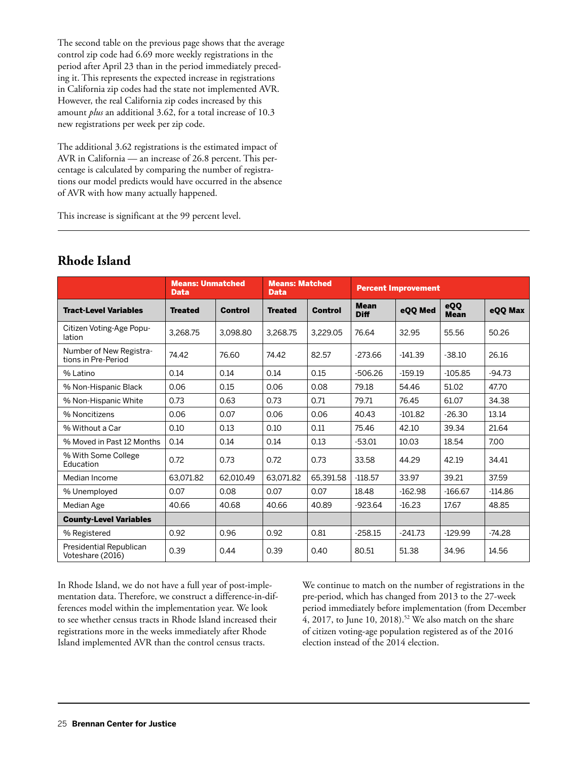The second table on the previous page shows that the average control zip code had 6.69 more weekly registrations in the period after April 23 than in the period immediately preceding it. This represents the expected increase in registrations in California zip codes had the state not implemented AVR. However, the real California zip codes increased by this amount *plus* an additional 3.62, for a total increase of 10.3 new registrations per week per zip code.

The additional 3.62 registrations is the estimated impact of AVR in California — an increase of 26.8 percent. This percentage is calculated by comparing the number of registrations our model predicts would have occurred in the absence of AVR with how many actually happened.

This increase is significant at the 99 percent level.

## Rhode Island

| | Means: Unmatched Data | | Means: Matched Data | | Percent Improvement | | | |
|---|---|---|---|---|---|---|---|---|
| **Tract-Level Variables** | **Treated** | **Control** | **Treated** | **Control** | **Mean Diff** | **eQQ Med** | **eQQ Mean** | **eQQ Max** |
| Citizen Voting-Age Population | 3,268.75 | 3,098.80 | 3,268.75 | 3,229.05 | 76.64 | 32.95 | 55.56 | 50.26 |
| Number of New Registrations in Pre-Period | 74.42 | 76.60 | 74.42 | 82.57 | -273.66 | -141.39 | -38.10 | 26.16 |
| % Latino | 0.14 | 0.14 | 0.14 | 0.15 | -506.26 | -159.19 | -105.85 | -94.73 |
| % Non-Hispanic Black | 0.06 | 0.15 | 0.06 | 0.08 | 79.18 | 54.46 | 51.02 | 47.70 |
| % Non-Hispanic White | 0.73 | 0.63 | 0.73 | 0.71 | 79.71 | 76.45 | 61.07 | 34.38 |
| % Noncitizens | 0.06 | 0.07 | 0.06 | 0.06 | 40.43 | -101.82 | -26.30 | 13.14 |
| % Without a Car | 0.10 | 0.13 | 0.10 | 0.11 | 75.46 | 42.10 | 39.34 | 21.64 |
| % Moved in Past 12 Months | 0.14 | 0.14 | 0.14 | 0.13 | -53.01 | 10.03 | 18.54 | 7.00 |
| % With Some College Education | 0.72 | 0.73 | 0.72 | 0.73 | 33.58 | 44.29 | 42.19 | 34.41 |
| Median Income | 63,071.82 | 62,010.49 | 63,071.82 | 65,391.58 | -118.57 | 33.97 | 39.21 | 37.59 |
| % Unemployed | 0.07 | 0.08 | 0.07 | 0.07 | 18.48 | -162.98 | -166.67 | -114.86 |
| Median Age | 40.66 | 40.68 | 40.66 | 40.89 | -923.64 | -16.23 | 17.67 | 48.85 |
| **County-Level Variables** | | | | | | | | |
| % Registered | 0.92 | 0.96 | 0.92 | 0.81 | -258.15 | -241.73 | -129.99 | -74.28 |
| Presidential Republican Voteshare (2016) | 0.39 | 0.44 | 0.39 | 0.40 | 80.51 | 51.38 | 34.96 | 14.56 |

In Rhode Island, we do not have a full year of post-implementation data. Therefore, we construct a difference-in-differences model within the implementation year. We look to see whether census tracts in Rhode Island increased their registrations more in the weeks immediately after Rhode Island implemented AVR than the control census tracts.

We continue to match on the number of registrations in the pre-period, which has changed from 2013 to the 27-week period immediately before implementation (from December 4, 2017, to June 10, 2018).[52] We also match on the share of citizen voting-age population registered as of the 2016 election instead of the 2014 election.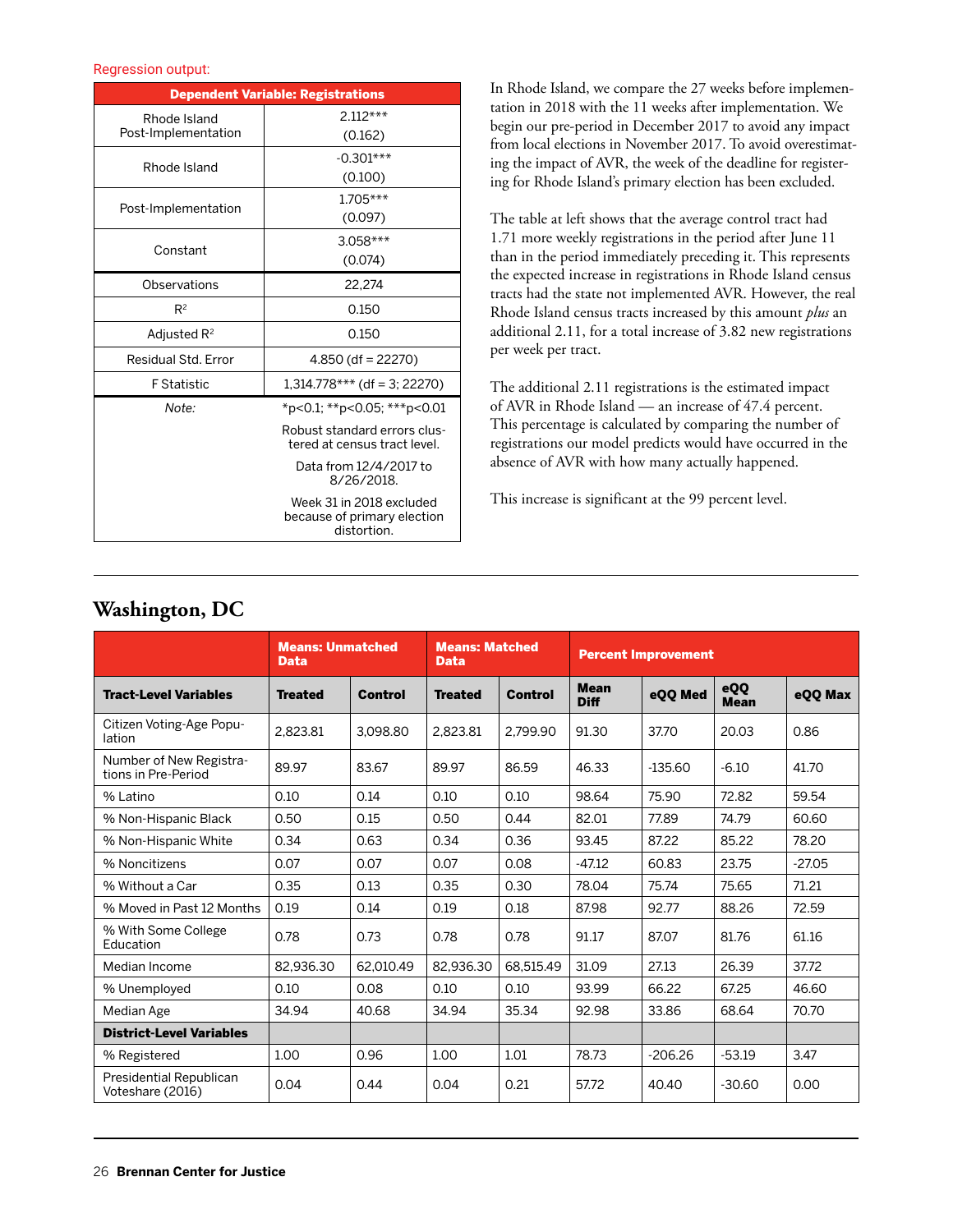Regression output:

| Dependent Variable: Registrations | |
|---|---|
| Rhode Island Post-Implementation | 2.112*** (0.162) |
| Rhode Island | -0.301*** (0.100) |
| Post-Implementation | 1.705*** (0.097) |
| Constant | 3.058*** (0.074) |
| Observations | 22,274 |
| $R^2$ | 0.150 |
| Adjusted $R^2$ | 0.150 |
| Residual Std. Error | 4.850 (df = 22270) |
| F Statistic | 1,314.778*** (df = 3; 22270) |
| *Note:* | *p<0.1; **p<0.05; ***p<0.01 |
| | Robust standard errors clustered at census tract level. |
| | Data from 12/4/2017 to 8/26/2018. |
| | Week 31 in 2018 excluded because of primary election distortion. |

In Rhode Island, we compare the 27 weeks before implementation in 2018 with the 11 weeks after implementation. We begin our pre-period in December 2017 to avoid any impact from local elections in November 2017. To avoid overestimating the impact of AVR, the week of the deadline for registering for Rhode Island's primary election has been excluded.

The table at left shows that the average control tract had 1.71 more weekly registrations in the period after June 11 than in the period immediately preceding it. This represents the expected increase in registrations in Rhode Island census tracts had the state not implemented AVR. However, the real Rhode Island census tracts increased by this amount *plus* an additional 2.11, for a total increase of 3.82 new registrations per week per tract.

The additional 2.11 registrations is the estimated impact of AVR in Rhode Island — an increase of 47.4 percent. This percentage is calculated by comparing the number of registrations our model predicts would have occurred in the absence of AVR with how many actually happened.

This increase is significant at the 99 percent level.

## Washington, DC

| | Means: Unmatched Data | | Means: Matched Data | | Percent Improvement | | | |
|---|---|---|---|---|---|---|---|---|
| **Tract-Level Variables** | **Treated** | **Control** | **Treated** | **Control** | **Mean Diff** | **eQQ Med** | **eQQ Mean** | **eQQ Max** |
| Citizen Voting-Age Population | 2,823.81 | 3,098.80 | 2,823.81 | 2,799.90 | 91.30 | 37.70 | 20.03 | 0.86 |
| Number of New Registrations in Pre-Period | 89.97 | 83.67 | 89.97 | 86.59 | 46.33 | -135.60 | -6.10 | 41.70 |
| % Latino | 0.10 | 0.14 | 0.10 | 0.10 | 98.64 | 75.90 | 72.82 | 59.54 |
| % Non-Hispanic Black | 0.50 | 0.15 | 0.50 | 0.44 | 82.01 | 77.89 | 74.79 | 60.60 |
| % Non-Hispanic White | 0.34 | 0.63 | 0.34 | 0.36 | 93.45 | 87.22 | 85.22 | 78.20 |
| % Noncitizens | 0.07 | 0.07 | 0.07 | 0.08 | -47.12 | 60.83 | 23.75 | -27.05 |
| % Without a Car | 0.35 | 0.13 | 0.35 | 0.30 | 78.04 | 75.74 | 75.65 | 71.21 |
| % Moved in Past 12 Months | 0.19 | 0.14 | 0.19 | 0.18 | 87.98 | 92.77 | 88.26 | 72.59 |
| % With Some College Education | 0.78 | 0.73 | 0.78 | 0.78 | 91.17 | 87.07 | 81.76 | 61.16 |
| Median Income | 82,936.30 | 62,010.49 | 82,936.30 | 68,515.49 | 31.09 | 27.13 | 26.39 | 37.72 |
| % Unemployed | 0.10 | 0.08 | 0.10 | 0.10 | 93.99 | 66.22 | 67.25 | 46.60 |
| Median Age | 34.94 | 40.68 | 34.94 | 35.34 | 92.98 | 33.86 | 68.64 | 70.70 |
| **District-Level Variables** | | | | | | | | |
| % Registered | 1.00 | 0.96 | 1.00 | 1.01 | 78.73 | -206.26 | -53.19 | 3.47 |
| Presidential Republican Voteshare (2016) | 0.04 | 0.44 | 0.04 | 0.21 | 57.72 | 40.40 | -30.60 | 0.00 |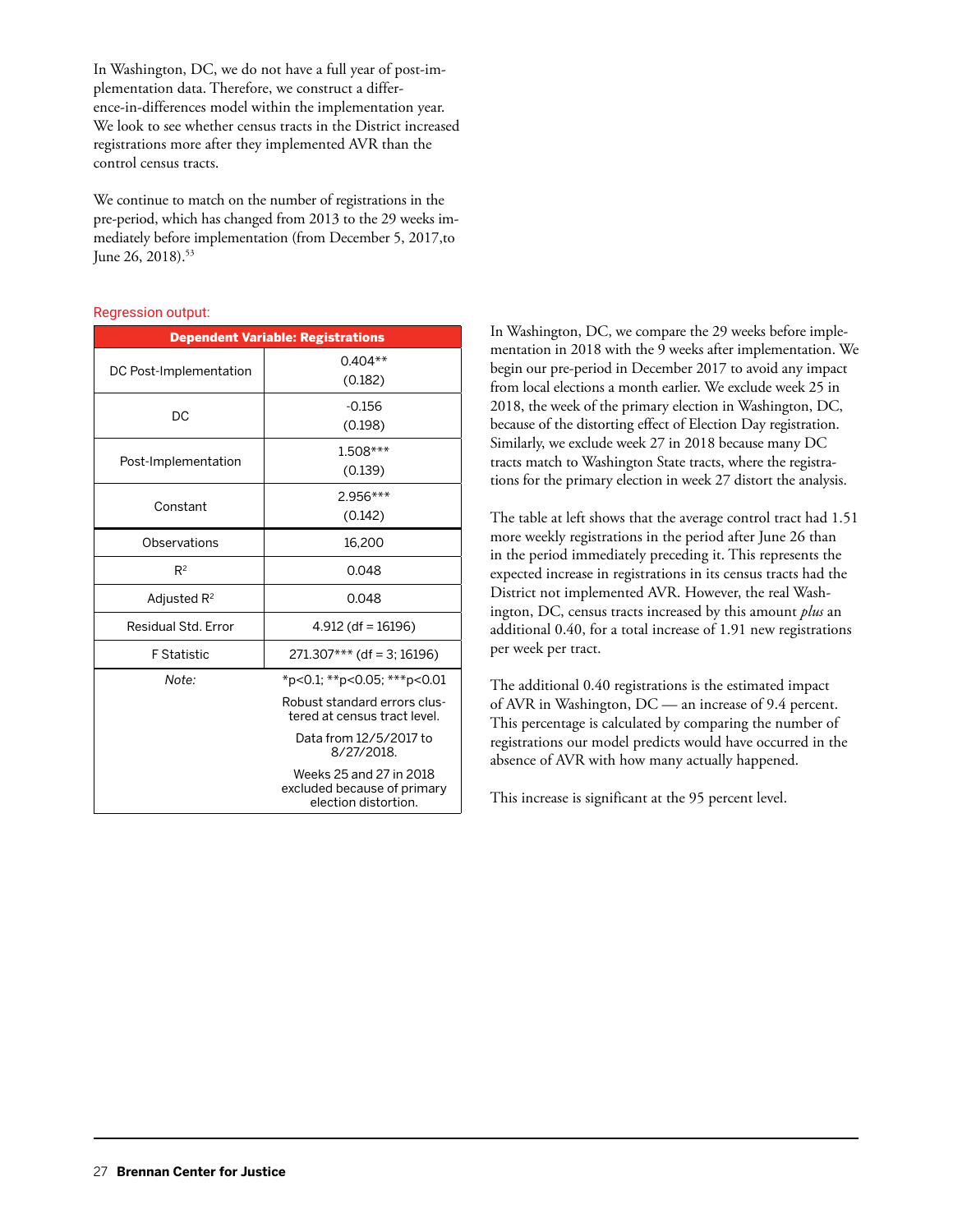In Washington, DC, we do not have a full year of post-implementation data. Therefore, we construct a difference-in-differences model within the implementation year. We look to see whether census tracts in the District increased registrations more after they implemented AVR than the control census tracts.

We continue to match on the number of registrations in the pre-period, which has changed from 2013 to the 29 weeks immediately before implementation (from December 5, 2017,to June 26, 2018).[53]

Regression output:

| | Dependent Variable: Registrations |
|---|---|
| DC Post-Implementation | 0.404** (0.182) |
| DC | -0.156 (0.198) |
| Post-Implementation | 1.508*** (0.139) |
| Constant | 2.956*** (0.142) |
| Observations | 16,200 |
| $R^2$ | 0.048 |
| Adjusted $R^2$ | 0.048 |
| Residual Std. Error | 4.912 (df = 16196) |
| F Statistic | 271.307*** (df = 3; 16196) |
| *Note:* | *p<0.1; **p<0.05; ***p<0.01 |
| | Robust standard errors clustered at census tract level. |
| | Data from 12/5/2017 to 8/27/2018. |
| | Weeks 25 and 27 in 2018 excluded because of primary election distortion. |

In Washington, DC, we compare the 29 weeks before implementation in 2018 with the 9 weeks after implementation. We begin our pre-period in December 2017 to avoid any impact from local elections a month earlier. We exclude week 25 in 2018, the week of the primary election in Washington, DC, because of the distorting effect of Election Day registration. Similarly, we exclude week 27 in 2018 because many DC tracts match to Washington State tracts, where the registrations for the primary election in week 27 distort the analysis.

The table at left shows that the average control tract had 1.51 more weekly registrations in the period after June 26 than in the period immediately preceding it. This represents the expected increase in registrations in its census tracts had the District not implemented AVR. However, the real Washington, DC, census tracts increased by this amount *plus* an additional 0.40, for a total increase of 1.91 new registrations per week per tract.

The additional 0.40 registrations is the estimated impact of AVR in Washington, DC — an increase of 9.4 percent. This percentage is calculated by comparing the number of registrations our model predicts would have occurred in the absence of AVR with how many actually happened.

This increase is significant at the 95 percent level.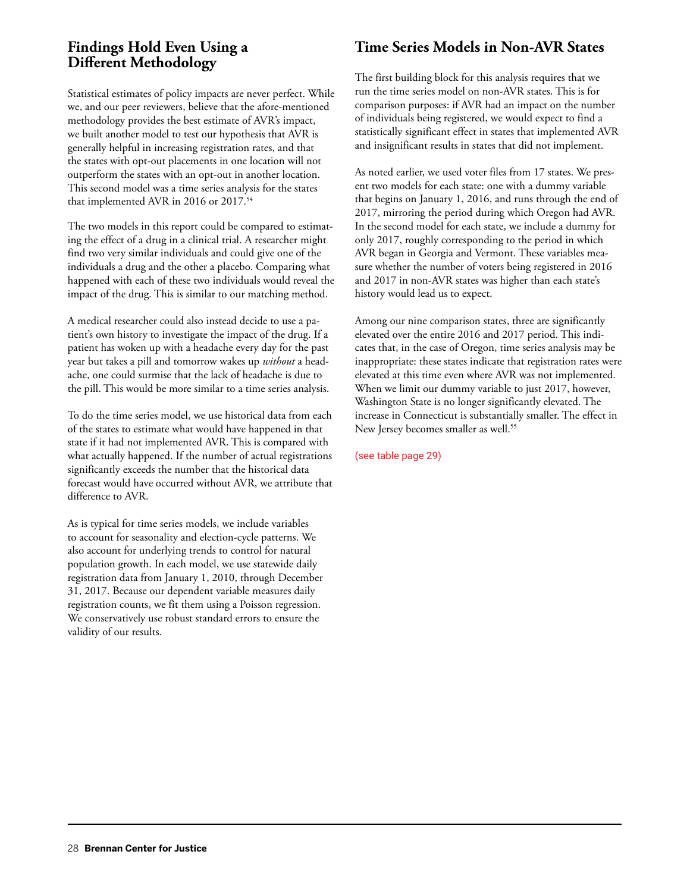## Findings Hold Even Using a Different Methodology

Statistical estimates of policy impacts are never perfect. While we, and our peer reviewers, believe that the afore-mentioned methodology provides the best estimate of AVR's impact, we built another model to test our hypothesis that AVR is generally helpful in increasing registration rates, and that the states with opt-out placements in one location will not outperform the states with an opt-out in another location. This second model was a time series analysis for the states that implemented AVR in 2016 or 2017.[54]

The two models in this report could be compared to estimating the effect of a drug in a clinical trial. A researcher might find two very similar individuals and could give one of the individuals a drug and the other a placebo. Comparing what happened with each of these two individuals would reveal the impact of the drug. This is similar to our matching method.

A medical researcher could also instead decide to use a patient's own history to investigate the impact of the drug. If a patient has woken up with a headache every day for the past year but takes a pill and tomorrow wakes up *without* a headache, one could surmise that the lack of headache is due to the pill. This would be more similar to a time series analysis.

To do the time series model, we use historical data from each of the states to estimate what would have happened in that state if it had not implemented AVR. This is compared with what actually happened. If the number of actual registrations significantly exceeds the number that the historical data forecast would have occurred without AVR, we attribute that difference to AVR.

As is typical for time series models, we include variables to account for seasonality and election-cycle patterns. We also account for underlying trends to control for natural population growth. In each model, we use statewide daily registration data from January 1, 2010, through December 31, 2017. Because our dependent variable measures daily registration counts, we fit them using a Poisson regression. We conservatively use robust standard errors to ensure the validity of our results.

## Time Series Models in Non-AVR States

The first building block for this analysis requires that we run the time series model on non-AVR states. This is for comparison purposes: if AVR had an impact on the number of individuals being registered, we would expect to find a statistically significant effect in states that implemented AVR and insignificant results in states that did not implement.

As noted earlier, we used voter files from 17 states. We present two models for each state: one with a dummy variable that begins on January 1, 2016, and runs through the end of 2017, mirroring the period during which Oregon had AVR. In the second model for each state, we include a dummy for only 2017, roughly corresponding to the period in which AVR began in Georgia and Vermont. These variables measure whether the number of voters being registered in 2016 and 2017 in non-AVR states was higher than each state's history would lead us to expect.

Among our nine comparison states, three are significantly elevated over the entire 2016 and 2017 period. This indicates that, in the case of Oregon, time series analysis may be inappropriate: these states indicate that registration rates were elevated at this time even where AVR was not implemented. When we limit our dummy variable to just 2017, however, Washington State is no longer significantly elevated. The increase in Connecticut is substantially smaller. The effect in New Jersey becomes smaller as well.[55]

(see table page 29)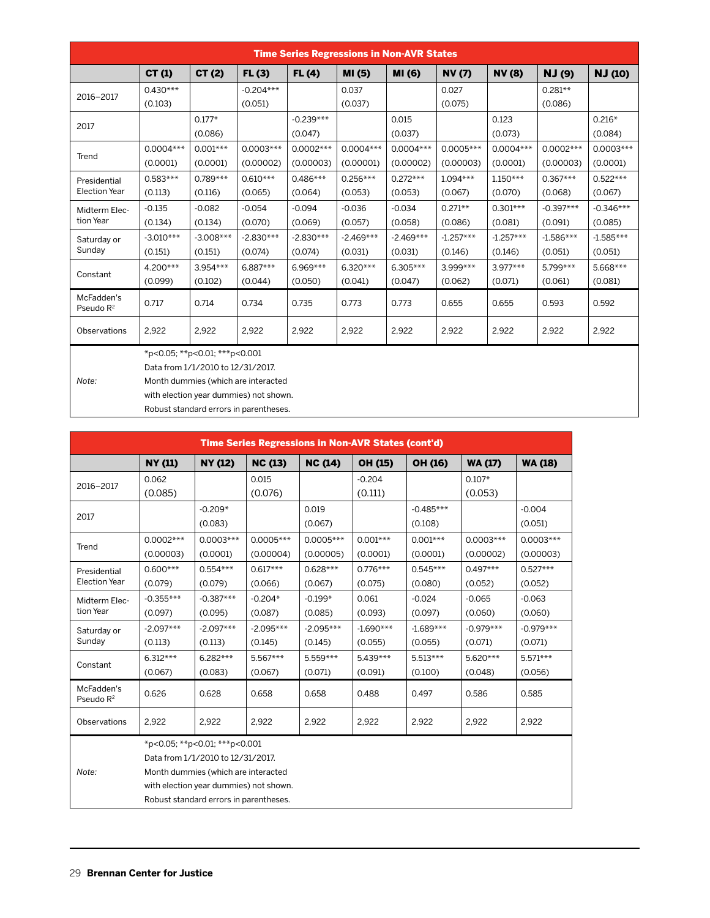**Time Series Regressions in Non-AVR States**

| | CT (1) | CT (2) | FL (3) | FL (4) | MI (5) | MI (6) | NV (7) | NV (8) | NJ (9) | NJ (10) |
|---|---|---|---|---|---|---|---|---|---|---|
| 2016–2017 | 0.430*** | | -0.204*** | | 0.037 | | 0.027 | | 0.281** | |
| | (0.103) | | (0.051) | | (0.037) | | (0.075) | | (0.086) | |
| 2017 | | 0.177* | | -0.239*** | | 0.015 | | 0.123 | | 0.216* |
| | | (0.086) | | (0.047) | | (0.037) | | (0.073) | | (0.084) |
| Trend | 0.0004*** | 0.001*** | 0.0003*** | 0.0002*** | 0.0004*** | 0.0004*** | 0.0005*** | 0.0004*** | 0.0002*** | 0.0003*** |
| | (0.0001) | (0.0001) | (0.00002) | (0.00003) | (0.00001) | (0.00002) | (0.00003) | (0.0001) | (0.00003) | (0.0001) |
| Presidential Election Year | 0.583*** | 0.789*** | 0.610*** | 0.486*** | 0.256*** | 0.272*** | 1.094*** | 1.150*** | 0.367*** | 0.522*** |
| | (0.113) | (0.116) | (0.065) | (0.064) | (0.053) | (0.053) | (0.067) | (0.070) | (0.068) | (0.067) |
| Midterm Election Year | -0.135 | -0.082 | -0.054 | -0.094 | -0.036 | -0.034 | 0.271** | 0.301*** | -0.397*** | -0.346*** |
| | (0.134) | (0.134) | (0.070) | (0.069) | (0.057) | (0.058) | (0.086) | (0.081) | (0.091) | (0.085) |
| Saturday or Sunday | -3.010*** | -3.008*** | -2.830*** | -2.830*** | -2.469*** | -2.469*** | -1.257*** | -1.257*** | -1.586*** | -1.585*** |
| | (0.151) | (0.151) | (0.074) | (0.074) | (0.031) | (0.031) | (0.146) | (0.146) | (0.051) | (0.051) |
| Constant | 4.200*** | 3.954*** | 6.887*** | 6.969*** | 6.320*** | 6.305*** | 3.999*** | 3.977*** | 5.799*** | 5.668*** |
| | (0.099) | (0.102) | (0.044) | (0.050) | (0.041) | (0.047) | (0.062) | (0.071) | (0.061) | (0.081) |
| McFadden's Pseudo $R^2$ | 0.717 | 0.714 | 0.734 | 0.735 | 0.773 | 0.773 | 0.655 | 0.655 | 0.593 | 0.592 |
| Observations | 2,922 | 2,922 | 2,922 | 2,922 | 2,922 | 2,922 | 2,922 | 2,922 | 2,922 | 2,922 |

*Note:* *p<0.05; **p<0.01; ***p<0.001
Data from 1/1/2010 to 12/31/2017.
Month dummies (which are interacted with election year dummies) not shown.
Robust standard errors in parentheses.

**Time Series Regressions in Non-AVR States (cont'd)**

| | NY (11) | NY (12) | NC (13) | NC (14) | OH (15) | OH (16) | WA (17) | WA (18) |
|---|---|---|---|---|---|---|---|---|
| 2016–2017 | 0.062 | | 0.015 | | -0.204 | | 0.107* | |
| | (0.085) | | (0.076) | | (0.111) | | (0.053) | |
| 2017 | | -0.209* | | 0.019 | | -0.485*** | | -0.004 |
| | | (0.083) | | (0.067) | | (0.108) | | (0.051) |
| Trend | 0.0002*** | 0.0003*** | 0.0005*** | 0.0005*** | 0.001*** | 0.001*** | 0.0003*** | 0.0003*** |
| | (0.00003) | (0.0001) | (0.00004) | (0.00005) | (0.0001) | (0.0001) | (0.00002) | (0.00003) |
| Presidential Election Year | 0.600*** | 0.554*** | 0.617*** | 0.628*** | 0.776*** | 0.545*** | 0.497*** | 0.527*** |
| | (0.079) | (0.079) | (0.066) | (0.067) | (0.075) | (0.080) | (0.052) | (0.052) |
| Midterm Election Year | -0.355*** | -0.387*** | -0.204* | -0.199* | 0.061 | -0.024 | -0.065 | -0.063 |
| | (0.097) | (0.095) | (0.087) | (0.085) | (0.093) | (0.097) | (0.060) | (0.060) |
| Saturday or Sunday | -2.097*** | -2.097*** | -2.095*** | -2.095*** | -1.690*** | -1.689*** | -0.979*** | -0.979*** |
| | (0.113) | (0.113) | (0.145) | (0.145) | (0.055) | (0.055) | (0.071) | (0.071) |
| Constant | 6.312*** | 6.282*** | 5.567*** | 5.559*** | 5.439*** | 5.513*** | 5.620*** | 5.571*** |
| | (0.067) | (0.083) | (0.067) | (0.071) | (0.091) | (0.100) | (0.048) | (0.056) |
| McFadden's Pseudo $R^2$ | 0.626 | 0.628 | 0.658 | 0.658 | 0.488 | 0.497 | 0.586 | 0.585 |
| Observations | 2,922 | 2,922 | 2,922 | 2,922 | 2,922 | 2,922 | 2,922 | 2,922 |

*Note:* *p<0.05; **p<0.01; ***p<0.001
Data from 1/1/2010 to 12/31/2017.
Month dummies (which are interacted with election year dummies) not shown.
Robust standard errors in parentheses.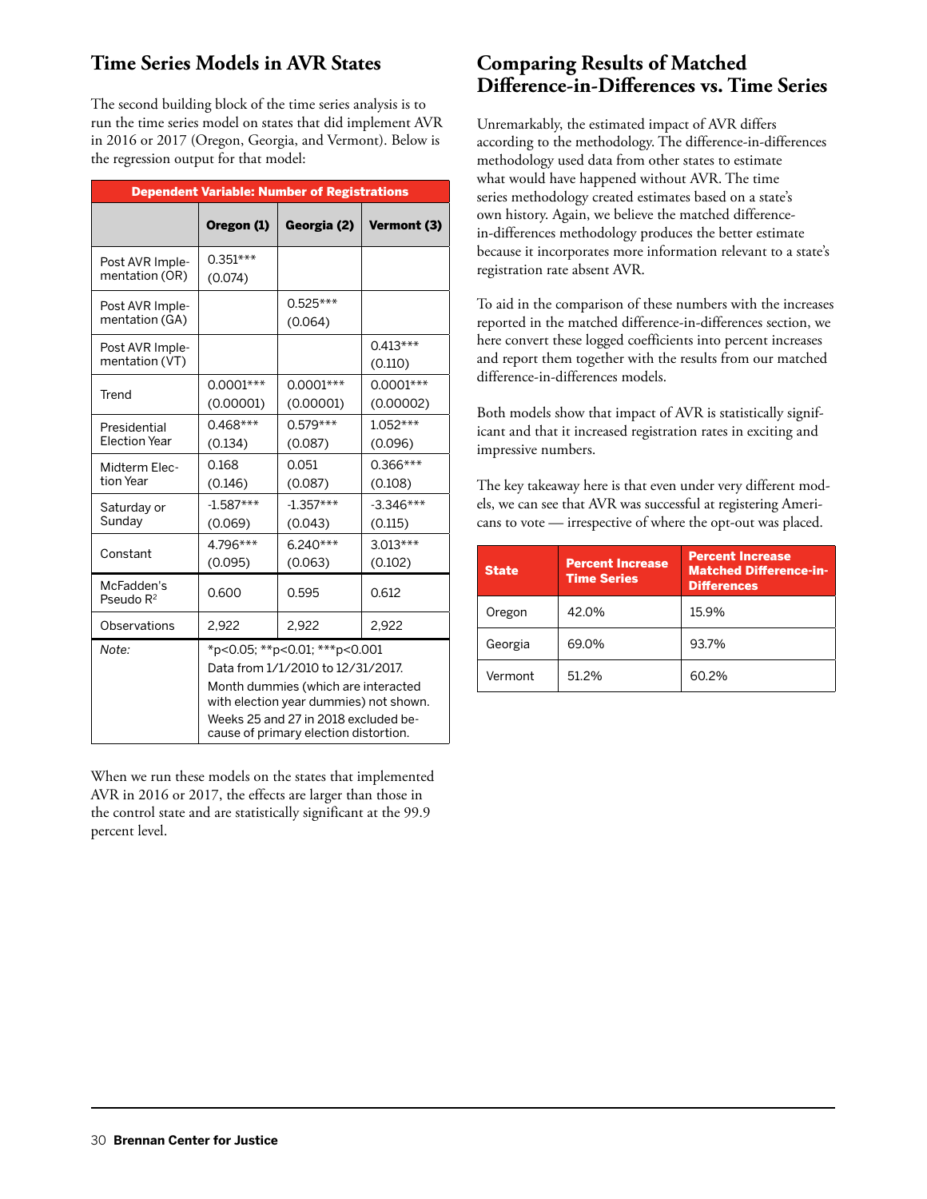## Time Series Models in AVR States

The second building block of the time series analysis is to run the time series model on states that did implement AVR in 2016 or 2017 (Oregon, Georgia, and Vermont). Below is the regression output for that model:

| Dependent Variable: Number of Registrations | | | |
|---|---|---|---|
| | **Oregon (1)** | **Georgia (2)** | **Vermont (3)** |
| Post AVR Implementation (OR) | 0.351*** (0.074) | | |
| Post AVR Implementation (GA) | | 0.525*** (0.064) | |
| Post AVR Implementation (VT) | | | 0.413*** (0.110) |
| Trend | 0.0001*** (0.00001) | 0.0001*** (0.00001) | 0.0001*** (0.00002) |
| Presidential Election Year | 0.468*** (0.134) | 0.579*** (0.087) | 1.052*** (0.096) |
| Midterm Election Year | 0.168 (0.146) | 0.051 (0.087) | 0.366*** (0.108) |
| Saturday or Sunday | -1.587*** (0.069) | -1.357*** (0.043) | -3.346*** (0.115) |
| Constant | 4.796*** (0.095) | 6.240*** (0.063) | 3.013*** (0.102) |
| McFadden's Pseudo $R^2$ | 0.600 | 0.595 | 0.612 |
| Observations | 2,922 | 2,922 | 2,922 |
| *Note:* | *p<0.05; **p<0.01; ***p<0.001<br>Data from 1/1/2010 to 12/31/2017.<br>Month dummies (which are interacted with election year dummies) not shown.<br>Weeks 25 and 27 in 2018 excluded because of primary election distortion. | | |

When we run these models on the states that implemented AVR in 2016 or 2017, the effects are larger than those in the control state and are statistically significant at the 99.9 percent level.

## Comparing Results of Matched Difference-in-Differences vs. Time Series

Unremarkably, the estimated impact of AVR differs according to the methodology. The difference-in-differences methodology used data from other states to estimate what would have happened without AVR. The time series methodology created estimates based on a state's own history. Again, we believe the matched difference-in-differences methodology produces the better estimate because it incorporates more information relevant to a state's registration rate absent AVR.

To aid in the comparison of these numbers with the increases reported in the matched difference-in-differences section, we here convert these logged coefficients into percent increases and report them together with the results from our matched difference-in-differences models.

Both models show that impact of AVR is statistically significant and that it increased registration rates in exciting and impressive numbers.

The key takeaway here is that even under very different models, we can see that AVR was successful at registering Americans to vote — irrespective of where the opt-out was placed.

| State | Percent Increase Time Series | Percent Increase Matched Difference-in-Differences |
|---|---|---|
| Oregon | 42.0% | 15.9% |
| Georgia | 69.0% | 93.7% |
| Vermont | 51.2% | 60.2% |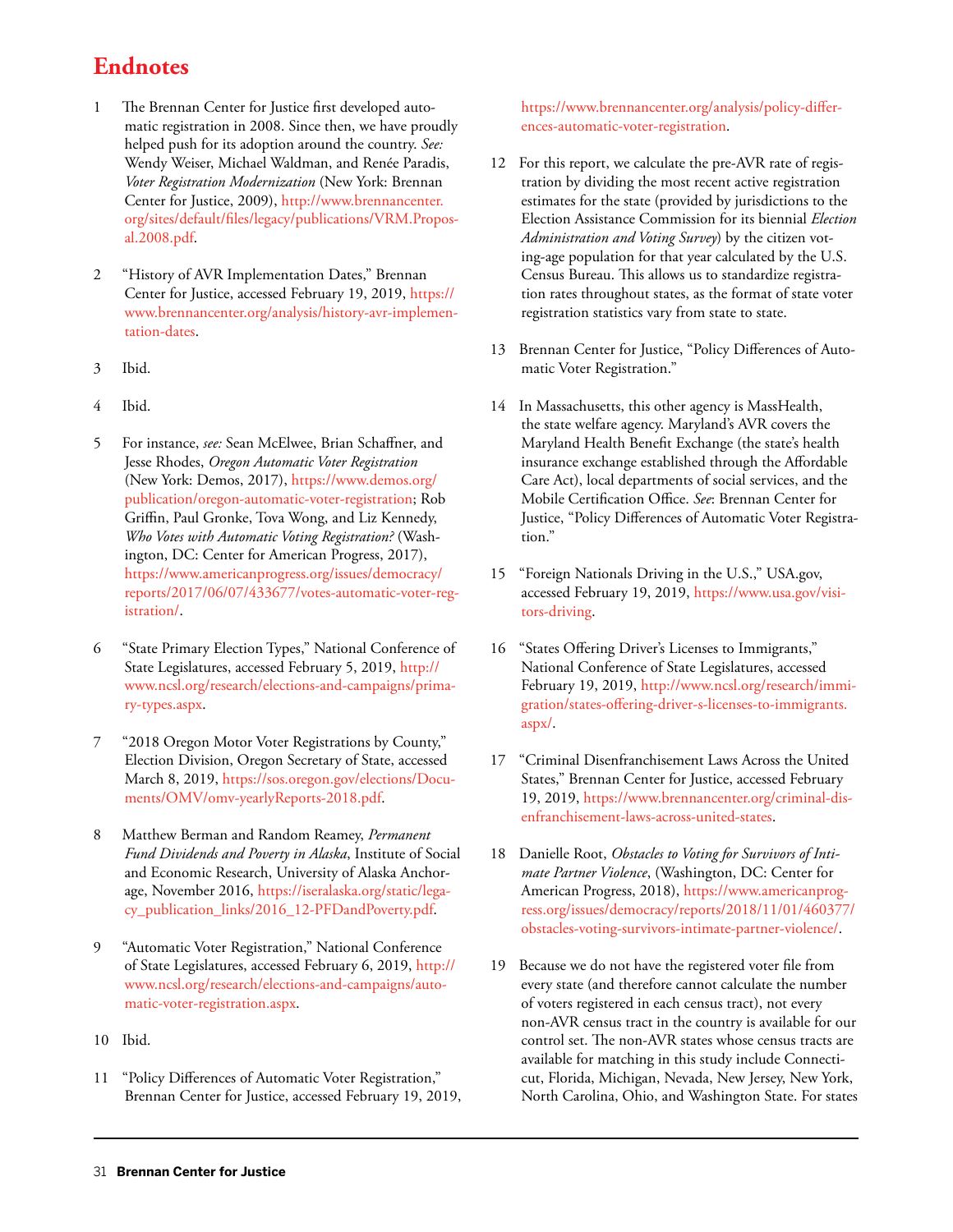# Endnotes

1 The Brennan Center for Justice first developed automatic registration in 2008. Since then, we have proudly helped push for its adoption around the country. *See:* Wendy Weiser, Michael Waldman, and Renée Paradis, *Voter Registration Modernization* (New York: Brennan Center for Justice, 2009), http://www.brennancenter.org/sites/default/files/legacy/publications/VRM.Proposal.2008.pdf.

2 "History of AVR Implementation Dates," Brennan Center for Justice, accessed February 19, 2019, https://www.brennancenter.org/analysis/history-avr-implementation-dates.

3 Ibid.

4 Ibid.

5 For instance, *see:* Sean McElwee, Brian Schaffner, and Jesse Rhodes, *Oregon Automatic Voter Registration* (New York: Demos, 2017), https://www.demos.org/publication/oregon-automatic-voter-registration; Rob Griffin, Paul Gronke, Tova Wong, and Liz Kennedy, *Who Votes with Automatic Voting Registration?* (Washington, DC: Center for American Progress, 2017), https://www.americanprogress.org/issues/democracy/reports/2017/06/07/433677/votes-automatic-voter-registration/.

6 "State Primary Election Types," National Conference of State Legislatures, accessed February 5, 2019, http://www.ncsl.org/research/elections-and-campaigns/primary-types.aspx.

7 "2018 Oregon Motor Voter Registrations by County," Election Division, Oregon Secretary of State, accessed March 8, 2019, https://sos.oregon.gov/elections/Documents/OMV/omv-yearlyReports-2018.pdf.

8 Matthew Berman and Random Reamey, *Permanent Fund Dividends and Poverty in Alaska*, Institute of Social and Economic Research, University of Alaska Anchorage, November 2016, https://iseralaska.org/static/legacy_publication_links/2016_12-PFDandPoverty.pdf.

9 "Automatic Voter Registration," National Conference of State Legislatures, accessed February 6, 2019, http://www.ncsl.org/research/elections-and-campaigns/automatic-voter-registration.aspx.

10 Ibid.

11 "Policy Differences of Automatic Voter Registration," Brennan Center for Justice, accessed February 19, 2019, https://www.brennancenter.org/analysis/policy-differences-automatic-voter-registration.

12 For this report, we calculate the pre-AVR rate of registration by dividing the most recent active registration estimates for the state (provided by jurisdictions to the Election Assistance Commission for its biennial *Election Administration and Voting Survey*) by the citizen voting-age population for that year calculated by the U.S. Census Bureau. This allows us to standardize registration rates throughout states, as the format of state voter registration statistics vary from state to state.

13 Brennan Center for Justice, "Policy Differences of Automatic Voter Registration."

14 In Massachusetts, this other agency is MassHealth, the state welfare agency. Maryland's AVR covers the Maryland Health Benefit Exchange (the state's health insurance exchange established through the Affordable Care Act), local departments of social services, and the Mobile Certification Office. *See*: Brennan Center for Justice, "Policy Differences of Automatic Voter Registration."

15 "Foreign Nationals Driving in the U.S.," USA.gov, accessed February 19, 2019, https://www.usa.gov/visitors-driving.

16 "States Offering Driver's Licenses to Immigrants," National Conference of State Legislatures, accessed February 19, 2019, http://www.ncsl.org/research/immigration/states-offering-driver-s-licenses-to-immigrants.aspx/.

17 "Criminal Disenfranchisement Laws Across the United States," Brennan Center for Justice, accessed February 19, 2019, https://www.brennancenter.org/criminal-disenfranchisement-laws-across-united-states.

18 Danielle Root, *Obstacles to Voting for Survivors of Intimate Partner Violence*, (Washington, DC: Center for American Progress, 2018), https://www.americanprogress.org/issues/democracy/reports/2018/11/01/460377/obstacles-voting-survivors-intimate-partner-violence/.

19 Because we do not have the registered voter file from every state (and therefore cannot calculate the number of voters registered in each census tract), not every non-AVR census tract in the country is available for our control set. The non-AVR states whose census tracts are available for matching in this study include Connecticut, Florida, Michigan, Nevada, New Jersey, New York, North Carolina, Ohio, and Washington State. For states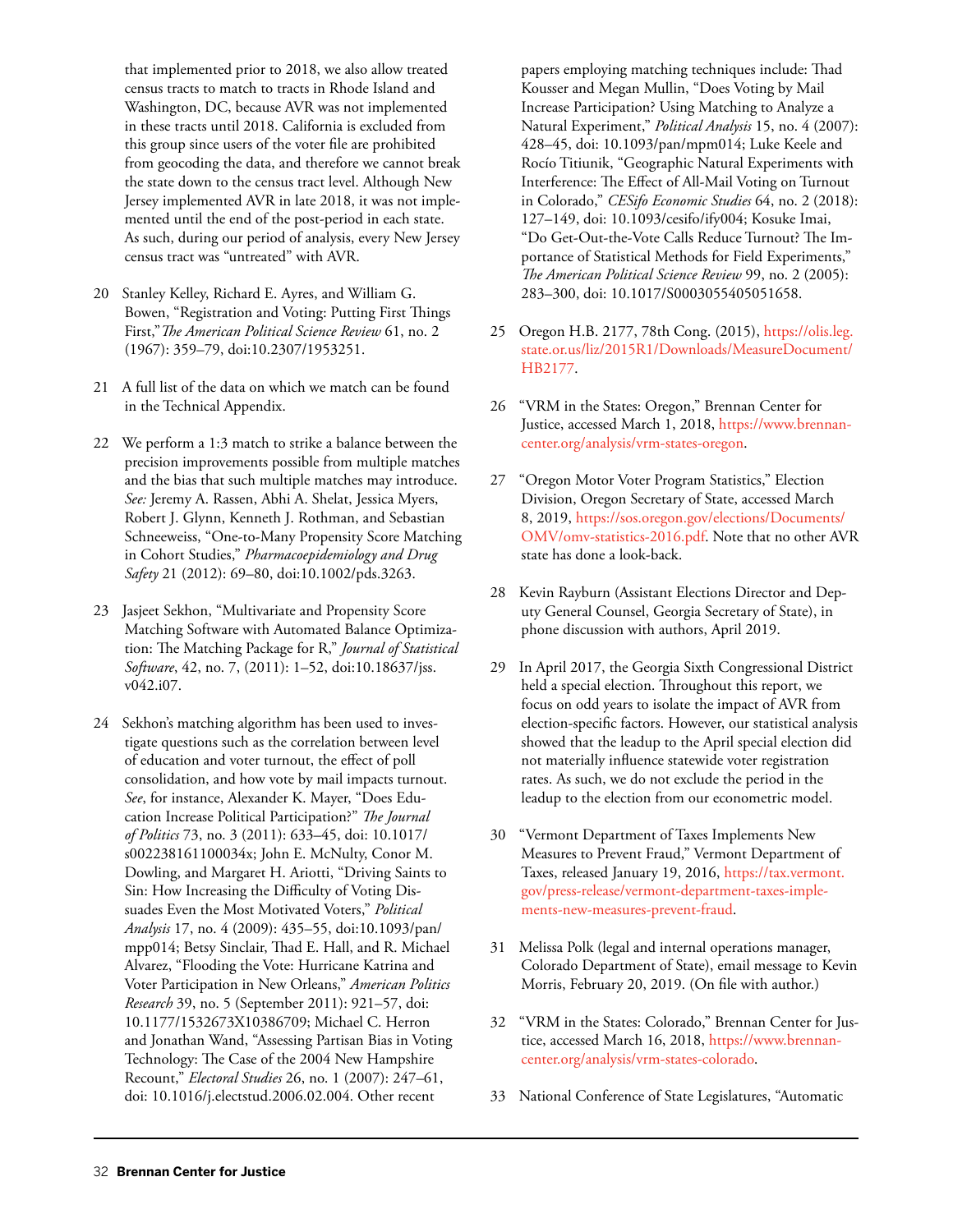that implemented prior to 2018, we also allow treated census tracts to match to tracts in Rhode Island and Washington, DC, because AVR was not implemented in these tracts until 2018. California is excluded from this group since users of the voter file are prohibited from geocoding the data, and therefore we cannot break the state down to the census tract level. Although New Jersey implemented AVR in late 2018, it was not implemented until the end of the post-period in each state. As such, during our period of analysis, every New Jersey census tract was "untreated" with AVR.

20 Stanley Kelley, Richard E. Ayres, and William G. Bowen, "Registration and Voting: Putting First Things First," *The American Political Science Review* 61, no. 2 (1967): 359–79, doi:10.2307/1953251.

21 A full list of the data on which we match can be found in the Technical Appendix.

22 We perform a 1:3 match to strike a balance between the precision improvements possible from multiple matches and the bias that such multiple matches may introduce. *See:* Jeremy A. Rassen, Abhi A. Shelat, Jessica Myers, Robert J. Glynn, Kenneth J. Rothman, and Sebastian Schneeweiss, "One-to-Many Propensity Score Matching in Cohort Studies," *Pharmacoepidemiology and Drug Safety* 21 (2012): 69–80, doi:10.1002/pds.3263.

23 Jasjeet Sekhon, "Multivariate and Propensity Score Matching Software with Automated Balance Optimization: The Matching Package for R," *Journal of Statistical Software*, 42, no. 7, (2011): 1–52, doi:10.18637/jss.v042.i07.

24 Sekhon's matching algorithm has been used to investigate questions such as the correlation between level of education and voter turnout, the effect of poll consolidation, and how vote by mail impacts turnout. *See*, for instance, Alexander K. Mayer, "Does Education Increase Political Participation?" *The Journal of Politics* 73, no. 3 (2011): 633–45, doi: 10.1017/s002238161100034x; John E. McNulty, Conor M. Dowling, and Margaret H. Ariotti, "Driving Saints to Sin: How Increasing the Difficulty of Voting Dissuades Even the Most Motivated Voters," *Political Analysis* 17, no. 4 (2009): 435–55, doi:10.1093/pan/mpp014; Betsy Sinclair, Thad E. Hall, and R. Michael Alvarez, "Flooding the Vote: Hurricane Katrina and Voter Participation in New Orleans," *American Politics Research* 39, no. 5 (September 2011): 921–57, doi: 10.1177/1532673X10386709; Michael C. Herron and Jonathan Wand, "Assessing Partisan Bias in Voting Technology: The Case of the 2004 New Hampshire Recount," *Electoral Studies* 26, no. 1 (2007): 247–61, doi: 10.1016/j.electstud.2006.02.004. Other recent papers employing matching techniques include: Thad Kousser and Megan Mullin, "Does Voting by Mail Increase Participation? Using Matching to Analyze a Natural Experiment," *Political Analysis* 15, no. 4 (2007): 428–45, doi: 10.1093/pan/mpm014; Luke Keele and Rocío Titiunik, "Geographic Natural Experiments with Interference: The Effect of All-Mail Voting on Turnout in Colorado," *CESifo Economic Studies* 64, no. 2 (2018): 127–149, doi: 10.1093/cesifo/ify004; Kosuke Imai, "Do Get-Out-the-Vote Calls Reduce Turnout? The Importance of Statistical Methods for Field Experiments," *The American Political Science Review* 99, no. 2 (2005): 283–300, doi: 10.1017/S0003055405051658.

25 Oregon H.B. 2177, 78th Cong. (2015), https://olis.leg.state.or.us/liz/2015R1/Downloads/MeasureDocument/HB2177.

26 "VRM in the States: Oregon," Brennan Center for Justice, accessed March 1, 2018, https://www.brennancenter.org/analysis/vrm-states-oregon.

27 "Oregon Motor Voter Program Statistics," Election Division, Oregon Secretary of State, accessed March 8, 2019, https://sos.oregon.gov/elections/Documents/OMV/omv-statistics-2016.pdf. Note that no other AVR state has done a look-back.

28 Kevin Rayburn (Assistant Elections Director and Deputy General Counsel, Georgia Secretary of State), in phone discussion with authors, April 2019.

29 In April 2017, the Georgia Sixth Congressional District held a special election. Throughout this report, we focus on odd years to isolate the impact of AVR from election-specific factors. However, our statistical analysis showed that the leadup to the April special election did not materially influence statewide voter registration rates. As such, we do not exclude the period in the leadup to the election from our econometric model.

30 "Vermont Department of Taxes Implements New Measures to Prevent Fraud," Vermont Department of Taxes, released January 19, 2016, https://tax.vermont.gov/press-release/vermont-department-taxes-implements-new-measures-prevent-fraud.

31 Melissa Polk (legal and internal operations manager, Colorado Department of State), email message to Kevin Morris, February 20, 2019. (On file with author.)

32 "VRM in the States: Colorado," Brennan Center for Justice, accessed March 16, 2018, https://www.brennancenter.org/analysis/vrm-states-colorado.

33 National Conference of State Legislatures, "Automatic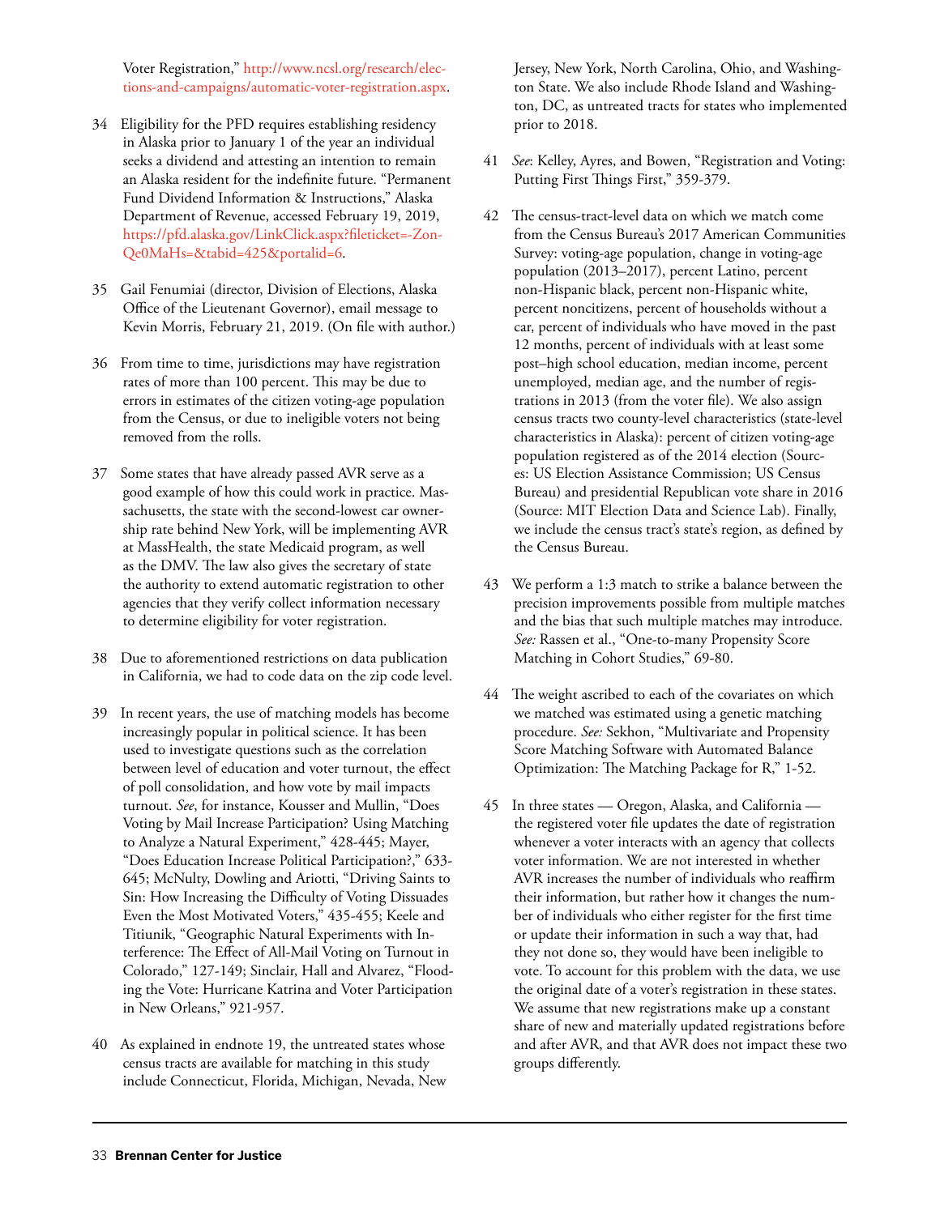Voter Registration," http://www.ncsl.org/research/elections-and-campaigns/automatic-voter-registration.aspx.

34 Eligibility for the PFD requires establishing residency in Alaska prior to January 1 of the year an individual seeks a dividend and attesting an intention to remain an Alaska resident for the indefinite future. "Permanent Fund Dividend Information & Instructions," Alaska Department of Revenue, accessed February 19, 2019, https://pfd.alaska.gov/LinkClick.aspx?fileticket=-ZonQe0MaHs=&tabid=425&portalid=6.

35 Gail Fenumiai (director, Division of Elections, Alaska Office of the Lieutenant Governor), email message to Kevin Morris, February 21, 2019. (On file with author.)

36 From time to time, jurisdictions may have registration rates of more than 100 percent. This may be due to errors in estimates of the citizen voting-age population from the Census, or due to ineligible voters not being removed from the rolls.

37 Some states that have already passed AVR serve as a good example of how this could work in practice. Massachusetts, the state with the second-lowest car ownership rate behind New York, will be implementing AVR at MassHealth, the state Medicaid program, as well as the DMV. The law also gives the secretary of state the authority to extend automatic registration to other agencies that they verify collect information necessary to determine eligibility for voter registration.

38 Due to aforementioned restrictions on data publication in California, we had to code data on the zip code level.

39 In recent years, the use of matching models has become increasingly popular in political science. It has been used to investigate questions such as the correlation between level of education and voter turnout, the effect of poll consolidation, and how vote by mail impacts turnout. *See*, for instance, Kousser and Mullin, "Does Voting by Mail Increase Participation? Using Matching to Analyze a Natural Experiment," 428-445; Mayer, "Does Education Increase Political Participation?," 633-645; McNulty, Dowling and Ariotti, "Driving Saints to Sin: How Increasing the Difficulty of Voting Dissuades Even the Most Motivated Voters," 435-455; Keele and Titiunik, "Geographic Natural Experiments with Interference: The Effect of All-Mail Voting on Turnout in Colorado," 127-149; Sinclair, Hall and Alvarez, "Flooding the Vote: Hurricane Katrina and Voter Participation in New Orleans," 921-957.

40 As explained in endnote 19, the untreated states whose census tracts are available for matching in this study include Connecticut, Florida, Michigan, Nevada, New Jersey, New York, North Carolina, Ohio, and Washington State. We also include Rhode Island and Washington, DC, as untreated tracts for states who implemented prior to 2018.

41 *See*: Kelley, Ayres, and Bowen, "Registration and Voting: Putting First Things First," 359-379.

42 The census-tract-level data on which we match come from the Census Bureau's 2017 American Communities Survey: voting-age population, change in voting-age population (2013–2017), percent Latino, percent non-Hispanic black, percent non-Hispanic white, percent noncitizens, percent of households without a car, percent of individuals who have moved in the past 12 months, percent of individuals with at least some post–high school education, median income, percent unemployed, median age, and the number of registrations in 2013 (from the voter file). We also assign census tracts two county-level characteristics (state-level characteristics in Alaska): percent of citizen voting-age population registered as of the 2014 election (Sources: US Election Assistance Commission; US Census Bureau) and presidential Republican vote share in 2016 (Source: MIT Election Data and Science Lab). Finally, we include the census tract's state's region, as defined by the Census Bureau.

43 We perform a 1:3 match to strike a balance between the precision improvements possible from multiple matches and the bias that such multiple matches may introduce. *See:* Rassen et al., "One-to-many Propensity Score Matching in Cohort Studies," 69-80.

44 The weight ascribed to each of the covariates on which we matched was estimated using a genetic matching procedure. *See:* Sekhon, "Multivariate and Propensity Score Matching Software with Automated Balance Optimization: The Matching Package for R," 1-52.

45 In three states — Oregon, Alaska, and California — the registered voter file updates the date of registration whenever a voter interacts with an agency that collects voter information. We are not interested in whether AVR increases the number of individuals who reaffirm their information, but rather how it changes the number of individuals who either register for the first time or update their information in such a way that, had they not done so, they would have been ineligible to vote. To account for this problem with the data, we use the original date of a voter's registration in these states. We assume that new registrations make up a constant share of new and materially updated registrations before and after AVR, and that AVR does not impact these two groups differently.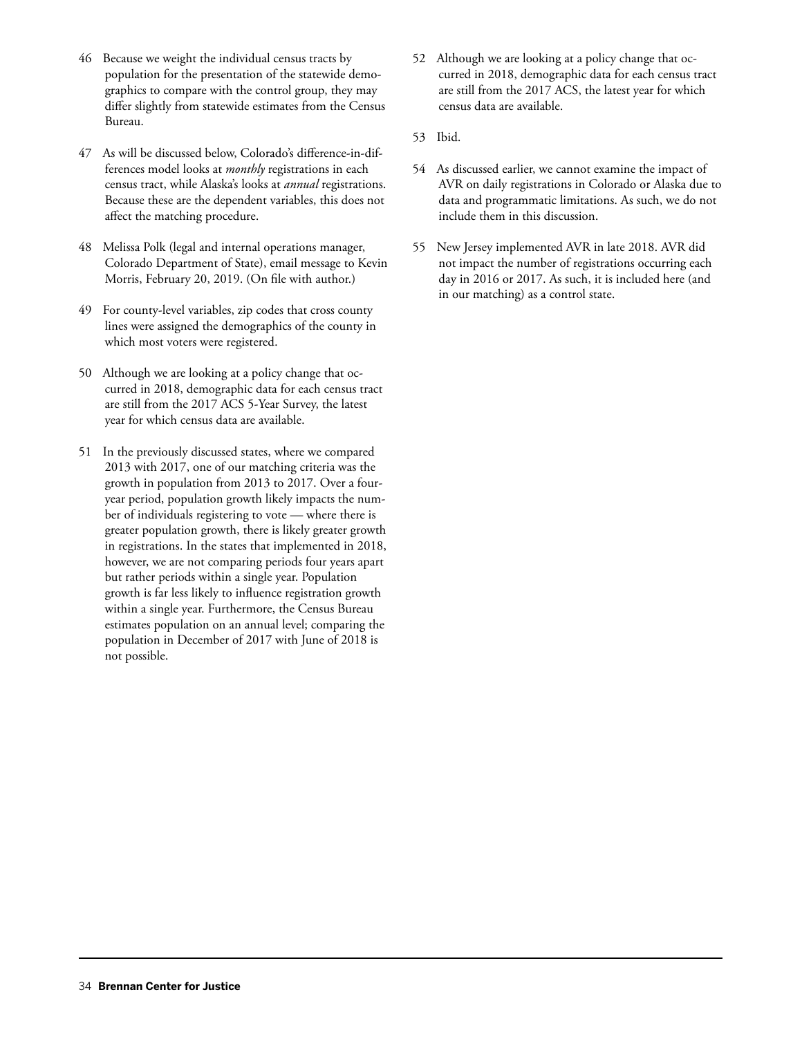46 Because we weight the individual census tracts by population for the presentation of the statewide demographics to compare with the control group, they may differ slightly from statewide estimates from the Census Bureau.

47 As will be discussed below, Colorado's difference-in-differences model looks at *monthly* registrations in each census tract, while Alaska's looks at *annual* registrations. Because these are the dependent variables, this does not affect the matching procedure.

48 Melissa Polk (legal and internal operations manager, Colorado Department of State), email message to Kevin Morris, February 20, 2019. (On file with author.)

49 For county-level variables, zip codes that cross county lines were assigned the demographics of the county in which most voters were registered.

50 Although we are looking at a policy change that occurred in 2018, demographic data for each census tract are still from the 2017 ACS 5-Year Survey, the latest year for which census data are available.

51 In the previously discussed states, where we compared 2013 with 2017, one of our matching criteria was the growth in population from 2013 to 2017. Over a four-year period, population growth likely impacts the number of individuals registering to vote — where there is greater population growth, there is likely greater growth in registrations. In the states that implemented in 2018, however, we are not comparing periods four years apart but rather periods within a single year. Population growth is far less likely to influence registration growth within a single year. Furthermore, the Census Bureau estimates population on an annual level; comparing the population in December of 2017 with June of 2018 is not possible.

52 Although we are looking at a policy change that occurred in 2018, demographic data for each census tract are still from the 2017 ACS, the latest year for which census data are available.

53 Ibid.

54 As discussed earlier, we cannot examine the impact of AVR on daily registrations in Colorado or Alaska due to data and programmatic limitations. As such, we do not include them in this discussion.

55 New Jersey implemented AVR in late 2018. AVR did not impact the number of registrations occurring each day in 2016 or 2017. As such, it is included here (and in our matching) as a control state.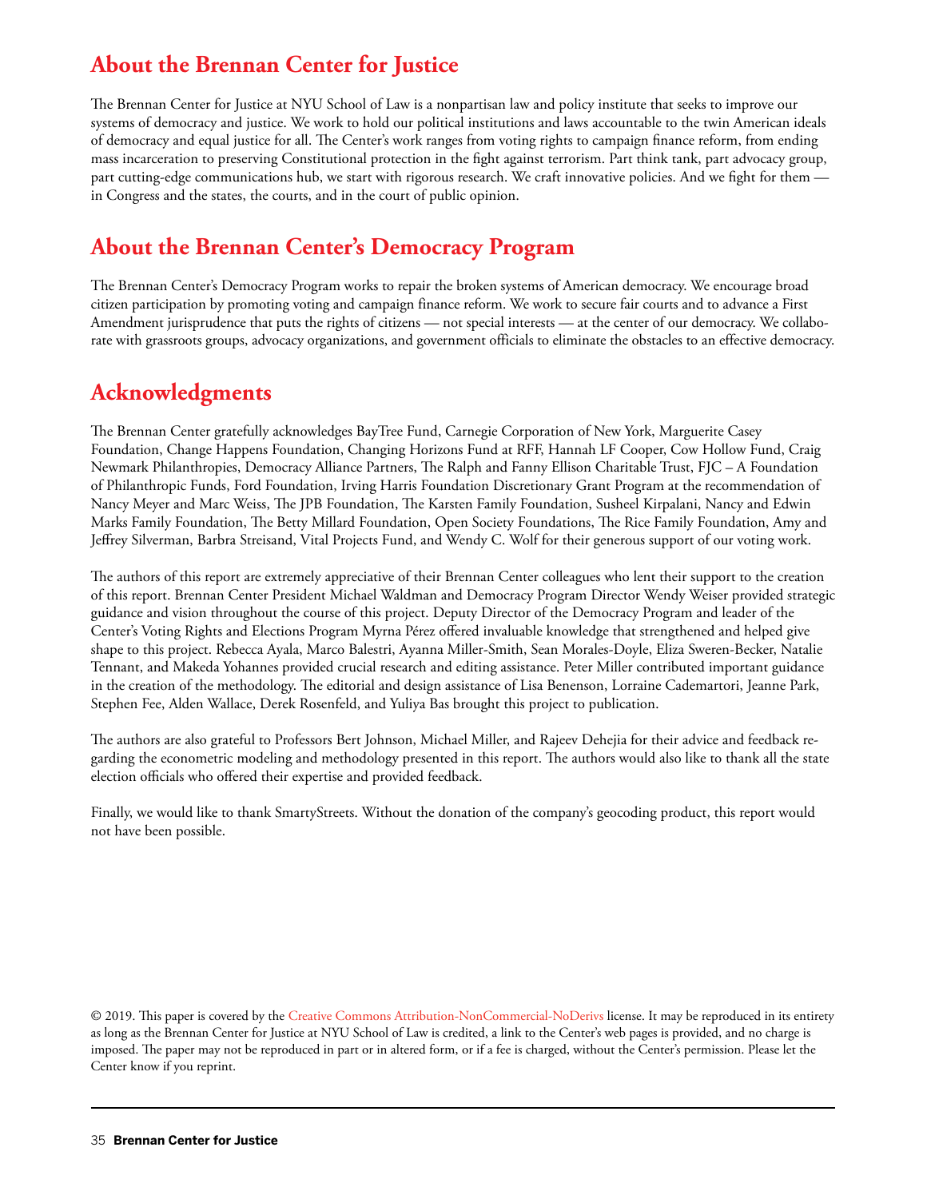## About the Brennan Center for Justice

The Brennan Center for Justice at NYU School of Law is a nonpartisan law and policy institute that seeks to improve our systems of democracy and justice. We work to hold our political institutions and laws accountable to the twin American ideals of democracy and equal justice for all. The Center's work ranges from voting rights to campaign finance reform, from ending mass incarceration to preserving Constitutional protection in the fight against terrorism. Part think tank, part advocacy group, part cutting-edge communications hub, we start with rigorous research. We craft innovative policies. And we fight for them — in Congress and the states, the courts, and in the court of public opinion.

## About the Brennan Center's Democracy Program

The Brennan Center's Democracy Program works to repair the broken systems of American democracy. We encourage broad citizen participation by promoting voting and campaign finance reform. We work to secure fair courts and to advance a First Amendment jurisprudence that puts the rights of citizens — not special interests — at the center of our democracy. We collaborate with grassroots groups, advocacy organizations, and government officials to eliminate the obstacles to an effective democracy.

## Acknowledgments

The Brennan Center gratefully acknowledges BayTree Fund, Carnegie Corporation of New York, Marguerite Casey Foundation, Change Happens Foundation, Changing Horizons Fund at RFF, Hannah LF Cooper, Cow Hollow Fund, Craig Newmark Philanthropies, Democracy Alliance Partners, The Ralph and Fanny Ellison Charitable Trust, FJC – A Foundation of Philanthropic Funds, Ford Foundation, Irving Harris Foundation Discretionary Grant Program at the recommendation of Nancy Meyer and Marc Weiss, The JPB Foundation, The Karsten Family Foundation, Susheel Kirpalani, Nancy and Edwin Marks Family Foundation, The Betty Millard Foundation, Open Society Foundations, The Rice Family Foundation, Amy and Jeffrey Silverman, Barbra Streisand, Vital Projects Fund, and Wendy C. Wolf for their generous support of our voting work.

The authors of this report are extremely appreciative of their Brennan Center colleagues who lent their support to the creation of this report. Brennan Center President Michael Waldman and Democracy Program Director Wendy Weiser provided strategic guidance and vision throughout the course of this project. Deputy Director of the Democracy Program and leader of the Center's Voting Rights and Elections Program Myrna Pérez offered invaluable knowledge that strengthened and helped give shape to this project. Rebecca Ayala, Marco Balestri, Ayanna Miller-Smith, Sean Morales-Doyle, Eliza Sweren-Becker, Natalie Tennant, and Makeda Yohannes provided crucial research and editing assistance. Peter Miller contributed important guidance in the creation of the methodology. The editorial and design assistance of Lisa Benenson, Lorraine Cademartori, Jeanne Park, Stephen Fee, Alden Wallace, Derek Rosenfeld, and Yuliya Bas brought this project to publication.

The authors are also grateful to Professors Bert Johnson, Michael Miller, and Rajeev Dehejia for their advice and feedback regarding the econometric modeling and methodology presented in this report. The authors would also like to thank all the state election officials who offered their expertise and provided feedback.

Finally, we would like to thank SmartyStreets. Without the donation of the company's geocoding product, this report would not have been possible.

© 2019. This paper is covered by the Creative Commons Attribution-NonCommercial-NoDerivs license. It may be reproduced in its entirety as long as the Brennan Center for Justice at NYU School of Law is credited, a link to the Center's web pages is provided, and no charge is imposed. The paper may not be reproduced in part or in altered form, or if a fee is charged, without the Center's permission. Please let the Center know if you reprint.